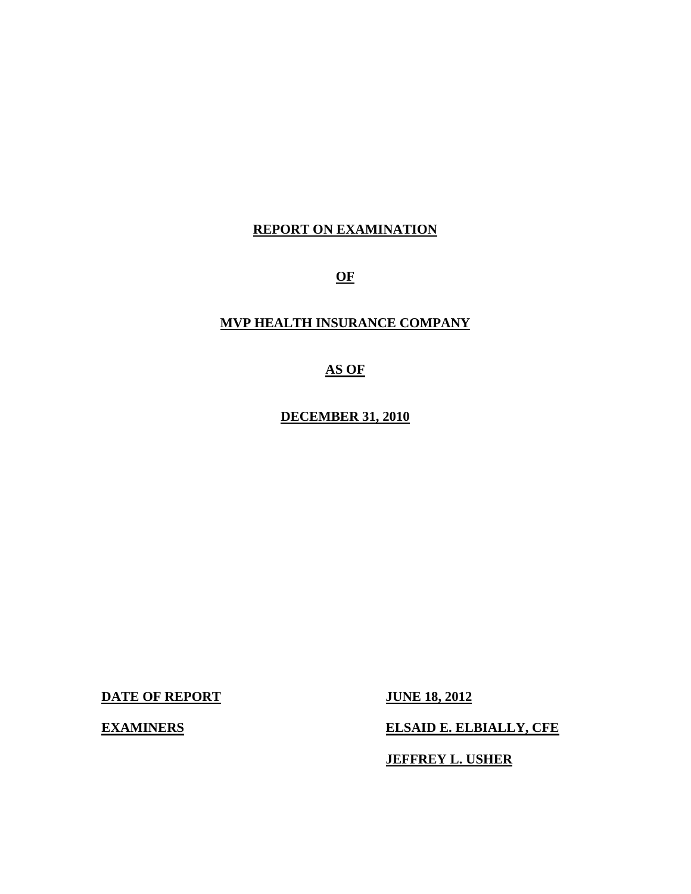# REPORT ON EXAMINATION

# OF

# MVP HEALTH INSURANCE COMPANY

# AS OF

# DECEMBER 31, 2010

| | |
|---|---|
| **DATE OF REPORT** | **JUNE 18, 2012** |
| **EXAMINERS** | **ELSAID E. ELBIALLY, CFE** |
| | **JEFFREY L. USHER** |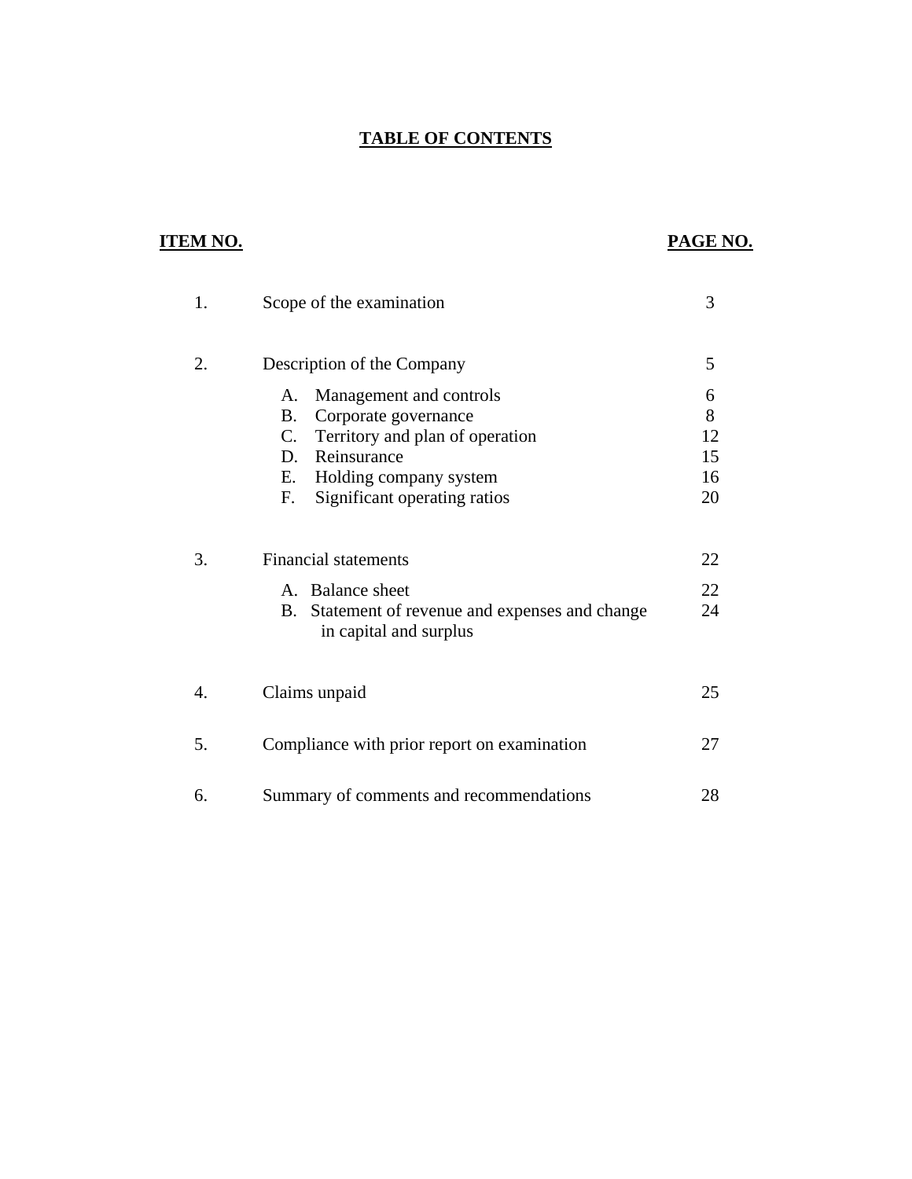# TABLE OF CONTENTS

| ITEM NO. | | PAGE NO. |
|---|---|---|
| 1. | Scope of the examination | 3 |
| 2. | Description of the Company | 5 |
| | A. Management and controls | 6 |
| | B. Corporate governance | 8 |
| | C. Territory and plan of operation | 12 |
| | D. Reinsurance | 15 |
| | E. Holding company system | 16 |
| | F. Significant operating ratios | 20 |
| 3. | Financial statements | 22 |
| | A. Balance sheet | 22 |
| | B. Statement of revenue and expenses and change in capital and surplus | 24 |
| 4. | Claims unpaid | 25 |
| 5. | Compliance with prior report on examination | 27 |
| 6. | Summary of comments and recommendations | 28 |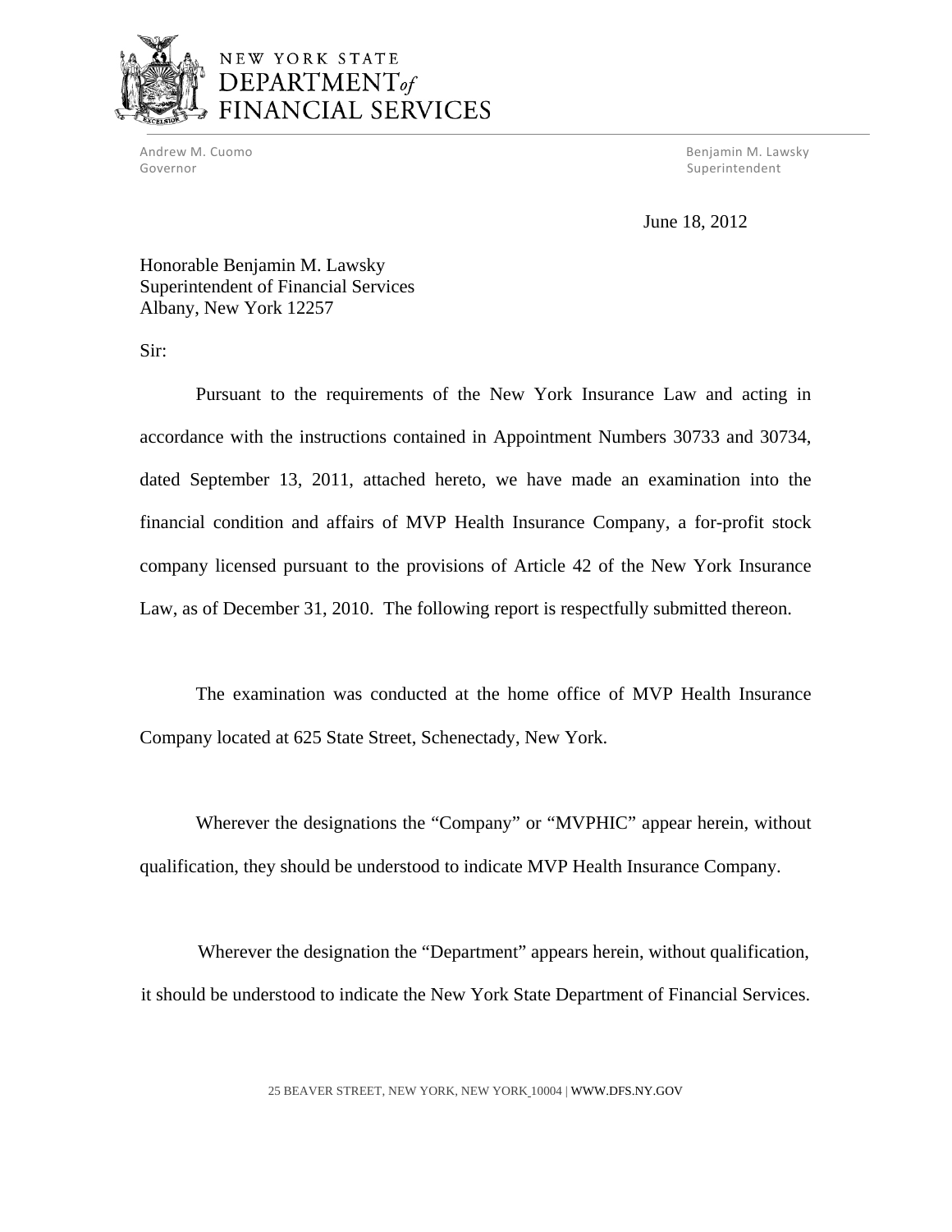NEW YORK STATE
DEPARTMENT *of*
FINANCIAL SERVICES

Andrew M. Cuomo
Governor

Benjamin M. Lawsky
Superintendent

June 18, 2012

Honorable Benjamin M. Lawsky
Superintendent of Financial Services
Albany, New York 12257

Sir:

Pursuant to the requirements of the New York Insurance Law and acting in accordance with the instructions contained in Appointment Numbers 30733 and 30734, dated September 13, 2011, attached hereto, we have made an examination into the financial condition and affairs of MVP Health Insurance Company, a for-profit stock company licensed pursuant to the provisions of Article 42 of the New York Insurance Law, as of December 31, 2010. The following report is respectfully submitted thereon.

The examination was conducted at the home office of MVP Health Insurance Company located at 625 State Street, Schenectady, New York.

Wherever the designations the "Company" or "MVPHIC" appear herein, without qualification, they should be understood to indicate MVP Health Insurance Company.

Wherever the designation the "Department" appears herein, without qualification, it should be understood to indicate the New York State Department of Financial Services.

25 BEAVER STREET, NEW YORK, NEW YORK 10004 | WWW.DFS.NY.GOV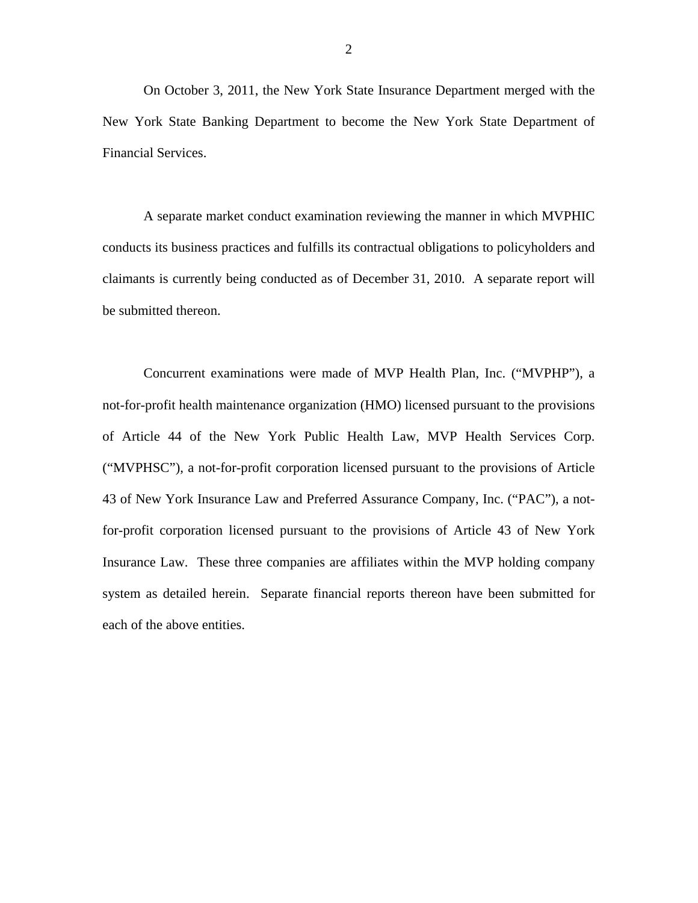On October 3, 2011, the New York State Insurance Department merged with the New York State Banking Department to become the New York State Department of Financial Services.

A separate market conduct examination reviewing the manner in which MVPHIC conducts its business practices and fulfills its contractual obligations to policyholders and claimants is currently being conducted as of December 31, 2010. A separate report will be submitted thereon.

Concurrent examinations were made of MVP Health Plan, Inc. ("MVPHP"), a not-for-profit health maintenance organization (HMO) licensed pursuant to the provisions of Article 44 of the New York Public Health Law, MVP Health Services Corp. ("MVPHSC"), a not-for-profit corporation licensed pursuant to the provisions of Article 43 of New York Insurance Law and Preferred Assurance Company, Inc. ("PAC"), a not-for-profit corporation licensed pursuant to the provisions of Article 43 of New York Insurance Law. These three companies are affiliates within the MVP holding company system as detailed herein. Separate financial reports thereon have been submitted for each of the above entities.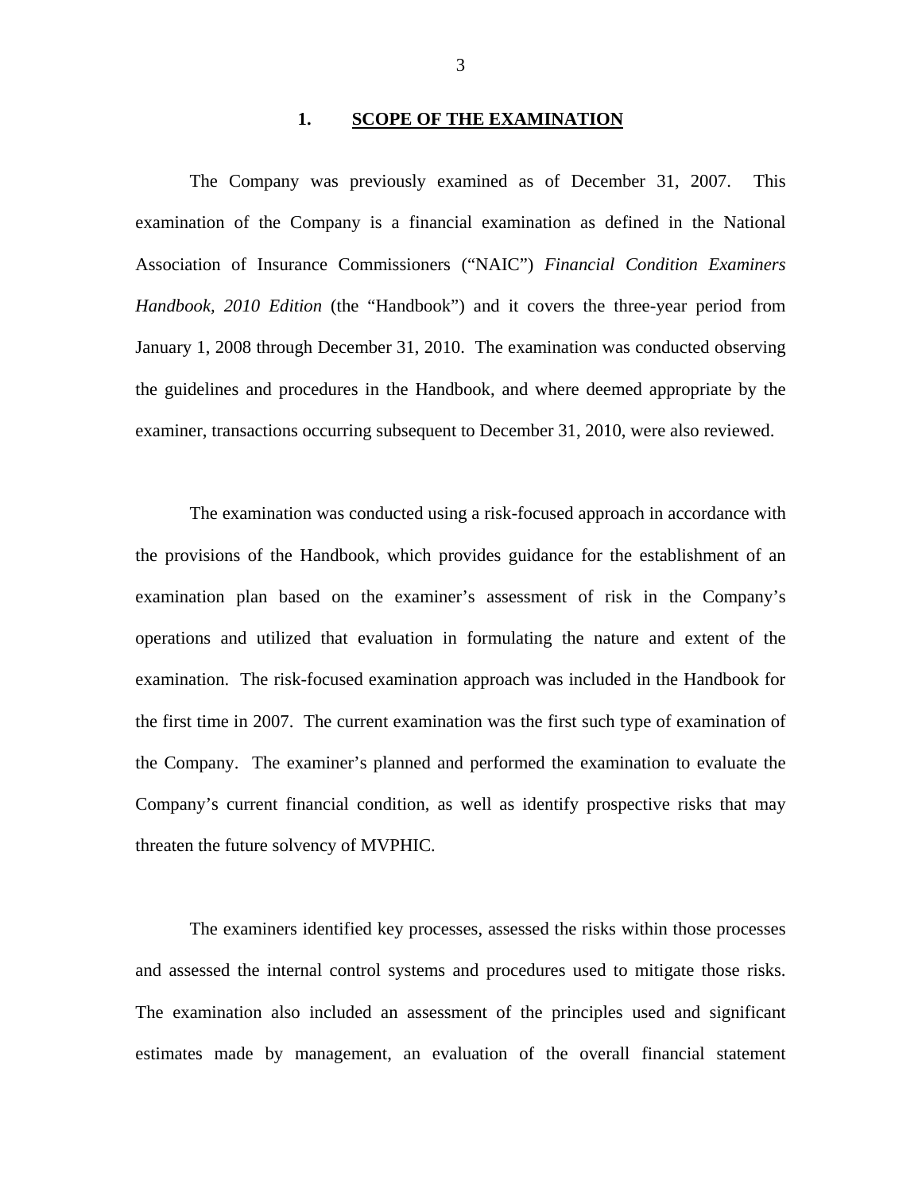## 1. SCOPE OF THE EXAMINATION

The Company was previously examined as of December 31, 2007. This examination of the Company is a financial examination as defined in the National Association of Insurance Commissioners ("NAIC") *Financial Condition Examiners Handbook, 2010 Edition* (the "Handbook") and it covers the three-year period from January 1, 2008 through December 31, 2010. The examination was conducted observing the guidelines and procedures in the Handbook, and where deemed appropriate by the examiner, transactions occurring subsequent to December 31, 2010, were also reviewed.

The examination was conducted using a risk-focused approach in accordance with the provisions of the Handbook, which provides guidance for the establishment of an examination plan based on the examiner's assessment of risk in the Company's operations and utilized that evaluation in formulating the nature and extent of the examination. The risk-focused examination approach was included in the Handbook for the first time in 2007. The current examination was the first such type of examination of the Company. The examiner's planned and performed the examination to evaluate the Company's current financial condition, as well as identify prospective risks that may threaten the future solvency of MVPHIC.

The examiners identified key processes, assessed the risks within those processes and assessed the internal control systems and procedures used to mitigate those risks. The examination also included an assessment of the principles used and significant estimates made by management, an evaluation of the overall financial statement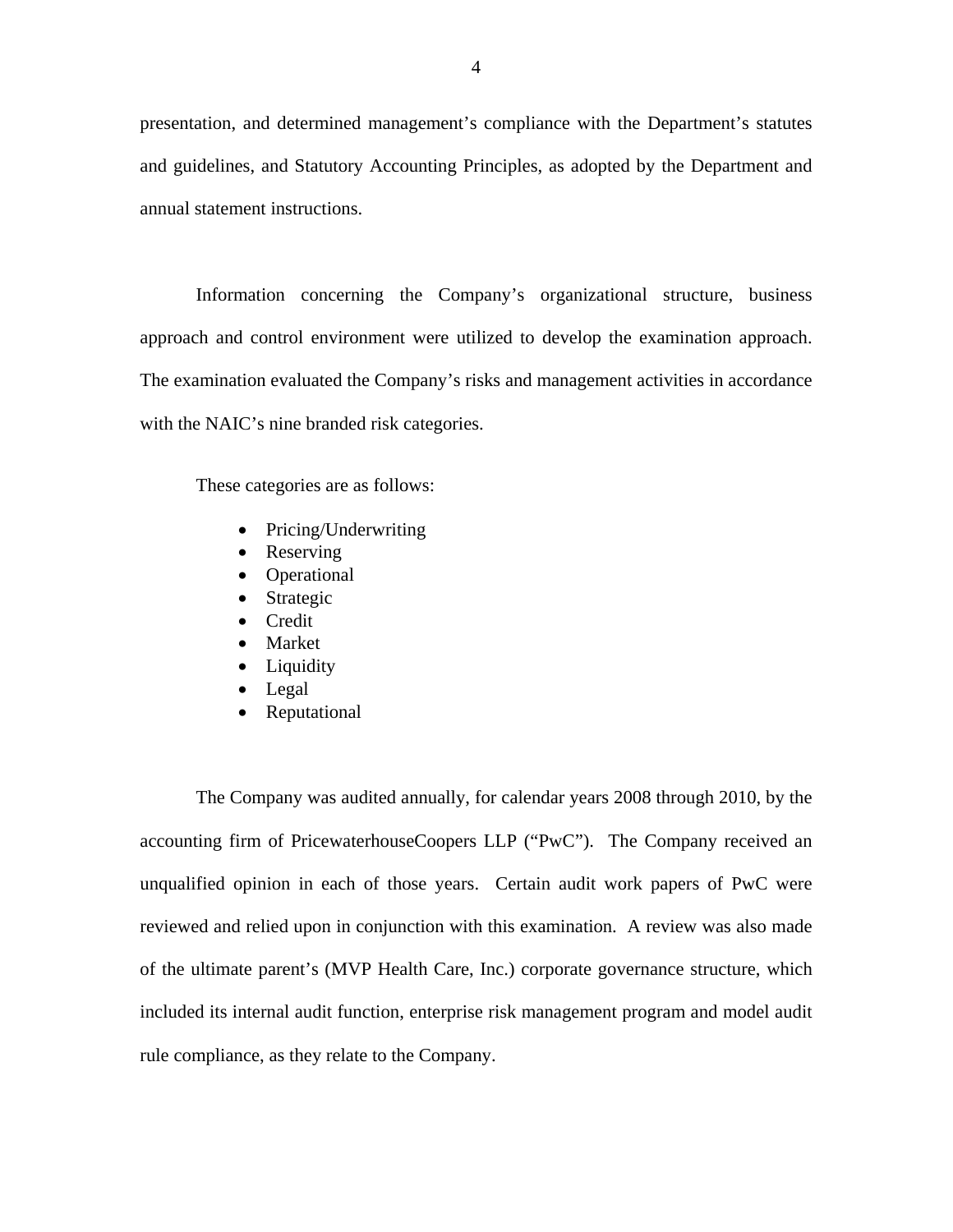presentation, and determined management's compliance with the Department's statutes and guidelines, and Statutory Accounting Principles, as adopted by the Department and annual statement instructions.

Information concerning the Company's organizational structure, business approach and control environment were utilized to develop the examination approach. The examination evaluated the Company's risks and management activities in accordance with the NAIC's nine branded risk categories.

These categories are as follows:

- Pricing/Underwriting
- Reserving
- Operational
- Strategic
- Credit
- Market
- Liquidity
- Legal
- Reputational

The Company was audited annually, for calendar years 2008 through 2010, by the accounting firm of PricewaterhouseCoopers LLP ("PwC"). The Company received an unqualified opinion in each of those years. Certain audit work papers of PwC were reviewed and relied upon in conjunction with this examination. A review was also made of the ultimate parent's (MVP Health Care, Inc.) corporate governance structure, which included its internal audit function, enterprise risk management program and model audit rule compliance, as they relate to the Company.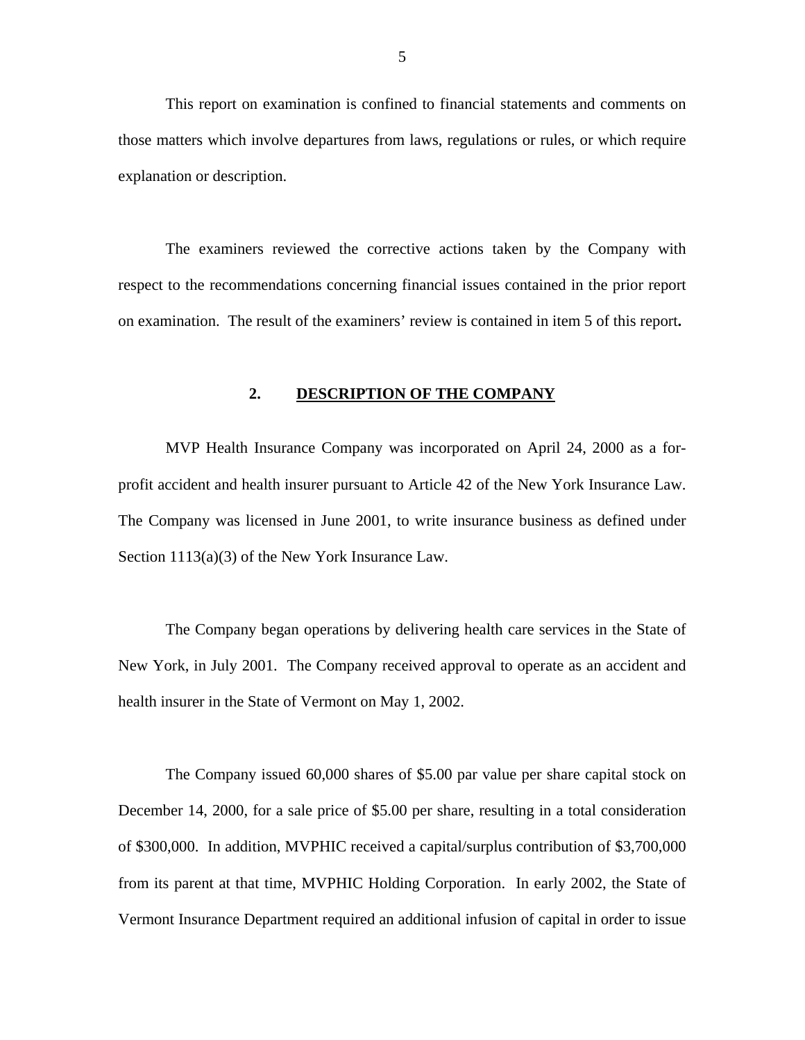This report on examination is confined to financial statements and comments on those matters which involve departures from laws, regulations or rules, or which require explanation or description.

The examiners reviewed the corrective actions taken by the Company with respect to the recommendations concerning financial issues contained in the prior report on examination. The result of the examiners' review is contained in item 5 of this report**.**

## 2. DESCRIPTION OF THE COMPANY

MVP Health Insurance Company was incorporated on April 24, 2000 as a for-profit accident and health insurer pursuant to Article 42 of the New York Insurance Law. The Company was licensed in June 2001, to write insurance business as defined under Section 1113(a)(3) of the New York Insurance Law.

The Company began operations by delivering health care services in the State of New York, in July 2001. The Company received approval to operate as an accident and health insurer in the State of Vermont on May 1, 2002.

The Company issued 60,000 shares of $5.00 par value per share capital stock on December 14, 2000, for a sale price of $5.00 per share, resulting in a total consideration of $300,000. In addition, MVPHIC received a capital/surplus contribution of $3,700,000 from its parent at that time, MVPHIC Holding Corporation. In early 2002, the State of Vermont Insurance Department required an additional infusion of capital in order to issue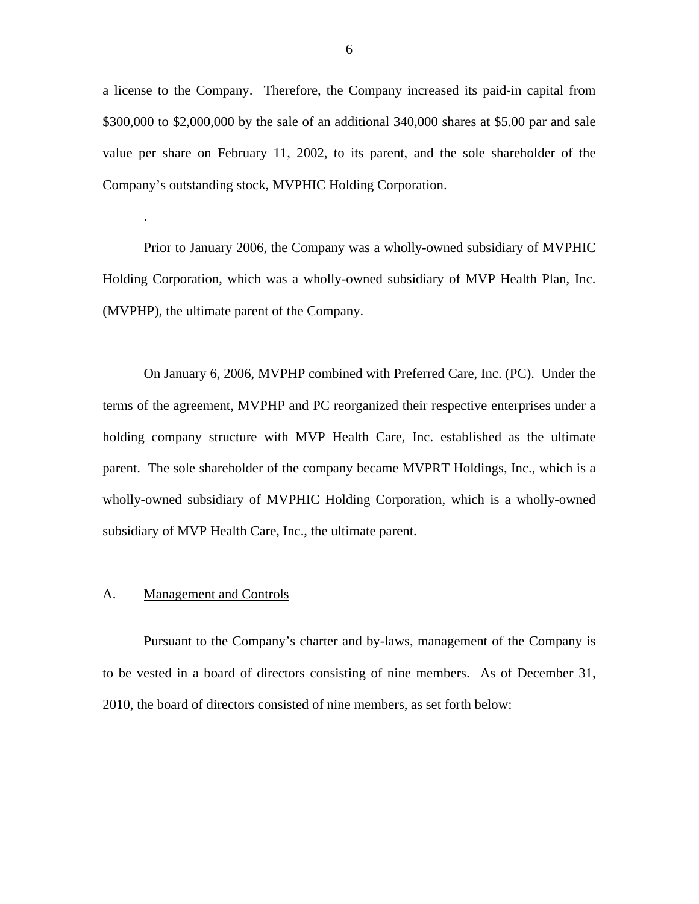a license to the Company. Therefore, the Company increased its paid-in capital from $300,000 to $2,000,000 by the sale of an additional 340,000 shares at $5.00 par and sale value per share on February 11, 2002, to its parent, and the sole shareholder of the Company's outstanding stock, MVPHIC Holding Corporation.

.

Prior to January 2006, the Company was a wholly-owned subsidiary of MVPHIC Holding Corporation, which was a wholly-owned subsidiary of MVP Health Plan, Inc. (MVPHP), the ultimate parent of the Company.

On January 6, 2006, MVPHP combined with Preferred Care, Inc. (PC). Under the terms of the agreement, MVPHP and PC reorganized their respective enterprises under a holding company structure with MVP Health Care, Inc. established as the ultimate parent. The sole shareholder of the company became MVPRT Holdings, Inc., which is a wholly-owned subsidiary of MVPHIC Holding Corporation, which is a wholly-owned subsidiary of MVP Health Care, Inc., the ultimate parent.

## A. Management and Controls

Pursuant to the Company's charter and by-laws, management of the Company is to be vested in a board of directors consisting of nine members. As of December 31, 2010, the board of directors consisted of nine members, as set forth below: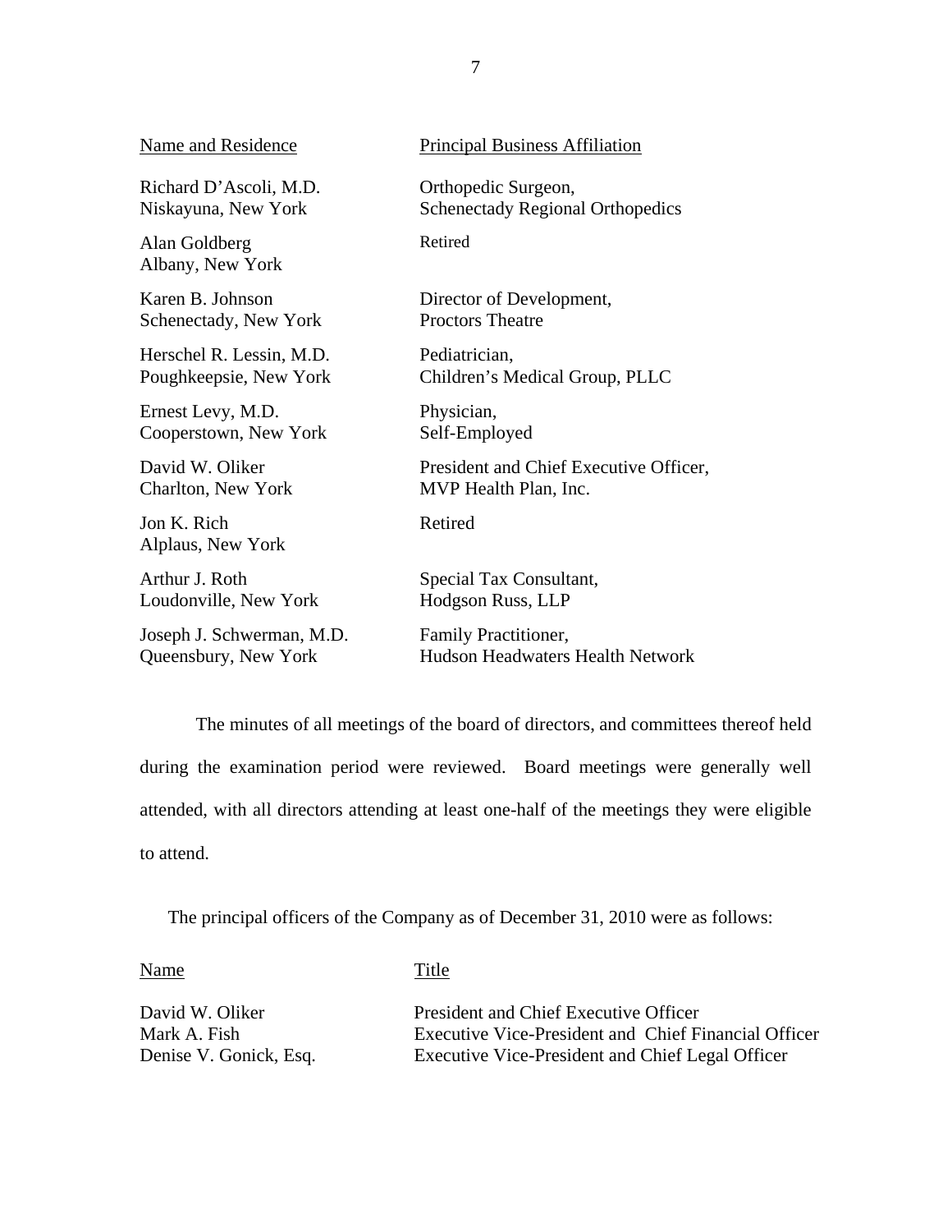| Name and Residence | Principal Business Affiliation |
|---|---|
| Richard D'Ascoli, M.D.<br>Niskayuna, New York | Orthopedic Surgeon,<br>Schenectady Regional Orthopedics |
| Alan Goldberg<br>Albany, New York | Retired |
| Karen B. Johnson<br>Schenectady, New York | Director of Development,<br>Proctors Theatre |
| Herschel R. Lessin, M.D.<br>Poughkeepsie, New York | Pediatrician,<br>Children's Medical Group, PLLC |
| Ernest Levy, M.D.<br>Cooperstown, New York | Physician,<br>Self-Employed |
| David W. Oliker<br>Charlton, New York | President and Chief Executive Officer,<br>MVP Health Plan, Inc. |
| Jon K. Rich<br>Alplaus, New York | Retired |
| Arthur J. Roth<br>Loudonville, New York | Special Tax Consultant,<br>Hodgson Russ, LLP |
| Joseph J. Schwerman, M.D.<br>Queensbury, New York | Family Practitioner,<br>Hudson Headwaters Health Network |

The minutes of all meetings of the board of directors, and committees thereof held during the examination period were reviewed. Board meetings were generally well attended, with all directors attending at least one-half of the meetings they were eligible to attend.

The principal officers of the Company as of December 31, 2010 were as follows:

| Name | Title |
|---|---|
| David W. Oliker | President and Chief Executive Officer |
| Mark A. Fish | Executive Vice-President and Chief Financial Officer |
| Denise V. Gonick, Esq. | Executive Vice-President and Chief Legal Officer |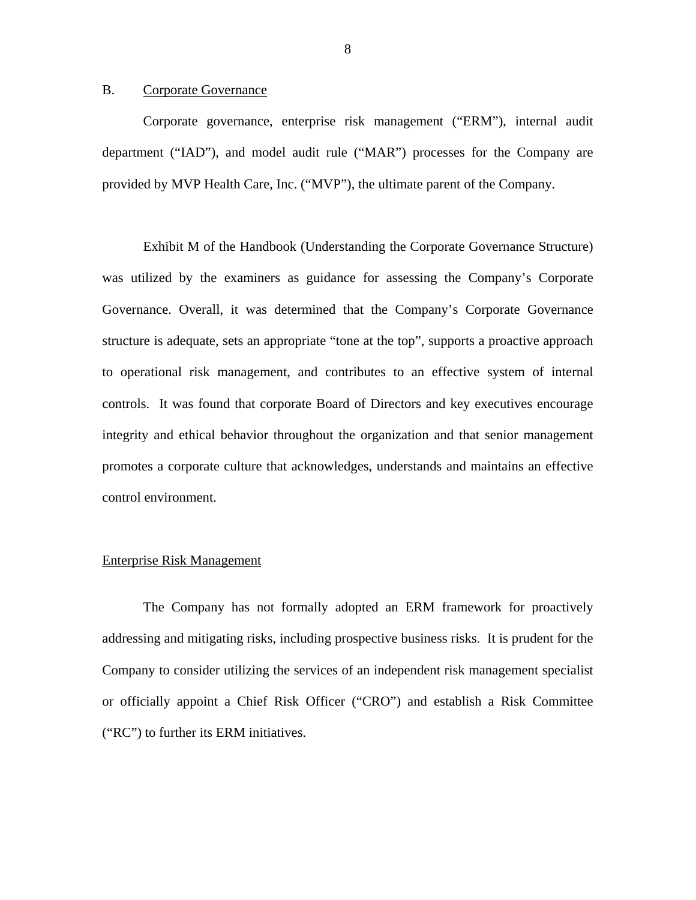## B. Corporate Governance

Corporate governance, enterprise risk management ("ERM"), internal audit department ("IAD"), and model audit rule ("MAR") processes for the Company are provided by MVP Health Care, Inc. ("MVP"), the ultimate parent of the Company.

Exhibit M of the Handbook (Understanding the Corporate Governance Structure) was utilized by the examiners as guidance for assessing the Company's Corporate Governance. Overall, it was determined that the Company's Corporate Governance structure is adequate, sets an appropriate "tone at the top", supports a proactive approach to operational risk management, and contributes to an effective system of internal controls. It was found that corporate Board of Directors and key executives encourage integrity and ethical behavior throughout the organization and that senior management promotes a corporate culture that acknowledges, understands and maintains an effective control environment.

### Enterprise Risk Management

The Company has not formally adopted an ERM framework for proactively addressing and mitigating risks, including prospective business risks. It is prudent for the Company to consider utilizing the services of an independent risk management specialist or officially appoint a Chief Risk Officer ("CRO") and establish a Risk Committee ("RC") to further its ERM initiatives.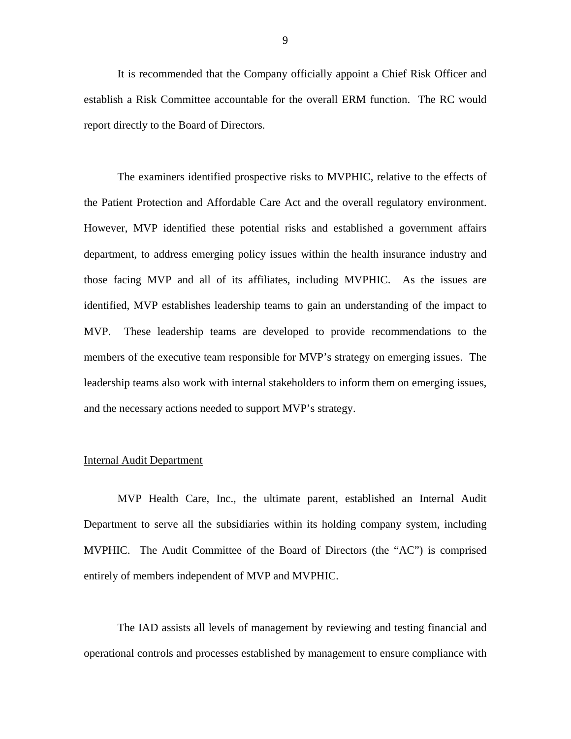It is recommended that the Company officially appoint a Chief Risk Officer and establish a Risk Committee accountable for the overall ERM function. The RC would report directly to the Board of Directors.

The examiners identified prospective risks to MVPHIC, relative to the effects of the Patient Protection and Affordable Care Act and the overall regulatory environment. However, MVP identified these potential risks and established a government affairs department, to address emerging policy issues within the health insurance industry and those facing MVP and all of its affiliates, including MVPHIC. As the issues are identified, MVP establishes leadership teams to gain an understanding of the impact to MVP. These leadership teams are developed to provide recommendations to the members of the executive team responsible for MVP's strategy on emerging issues. The leadership teams also work with internal stakeholders to inform them on emerging issues, and the necessary actions needed to support MVP's strategy.

Internal Audit Department

MVP Health Care, Inc., the ultimate parent, established an Internal Audit Department to serve all the subsidiaries within its holding company system, including MVPHIC. The Audit Committee of the Board of Directors (the "AC") is comprised entirely of members independent of MVP and MVPHIC.

The IAD assists all levels of management by reviewing and testing financial and operational controls and processes established by management to ensure compliance with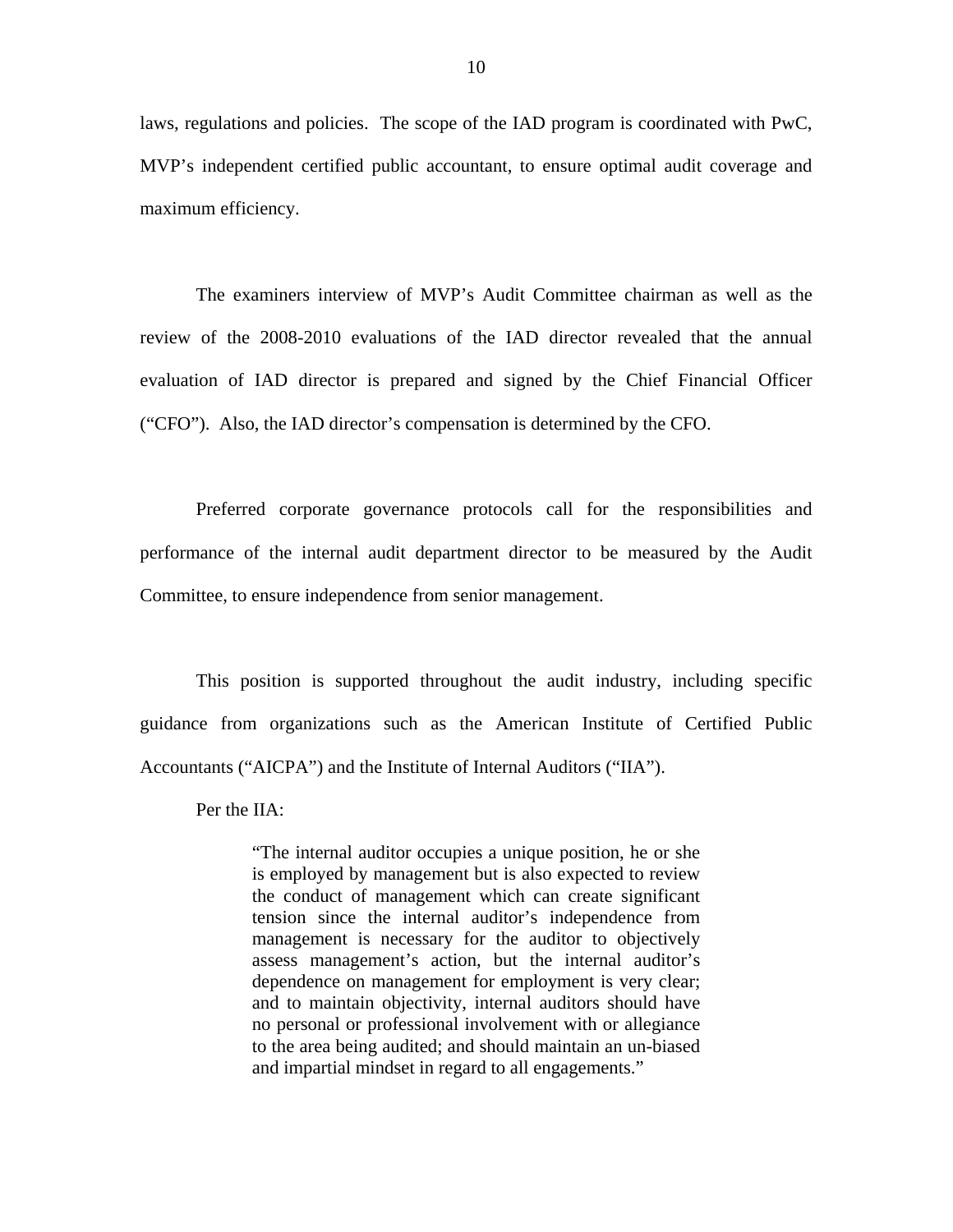laws, regulations and policies. The scope of the IAD program is coordinated with PwC, MVP's independent certified public accountant, to ensure optimal audit coverage and maximum efficiency.

The examiners interview of MVP's Audit Committee chairman as well as the review of the 2008-2010 evaluations of the IAD director revealed that the annual evaluation of IAD director is prepared and signed by the Chief Financial Officer ("CFO"). Also, the IAD director's compensation is determined by the CFO.

Preferred corporate governance protocols call for the responsibilities and performance of the internal audit department director to be measured by the Audit Committee, to ensure independence from senior management.

This position is supported throughout the audit industry, including specific guidance from organizations such as the American Institute of Certified Public Accountants ("AICPA") and the Institute of Internal Auditors ("IIA").

Per the IIA:

> "The internal auditor occupies a unique position, he or she is employed by management but is also expected to review the conduct of management which can create significant tension since the internal auditor's independence from management is necessary for the auditor to objectively assess management's action, but the internal auditor's dependence on management for employment is very clear; and to maintain objectivity, internal auditors should have no personal or professional involvement with or allegiance to the area being audited; and should maintain an un-biased and impartial mindset in regard to all engagements."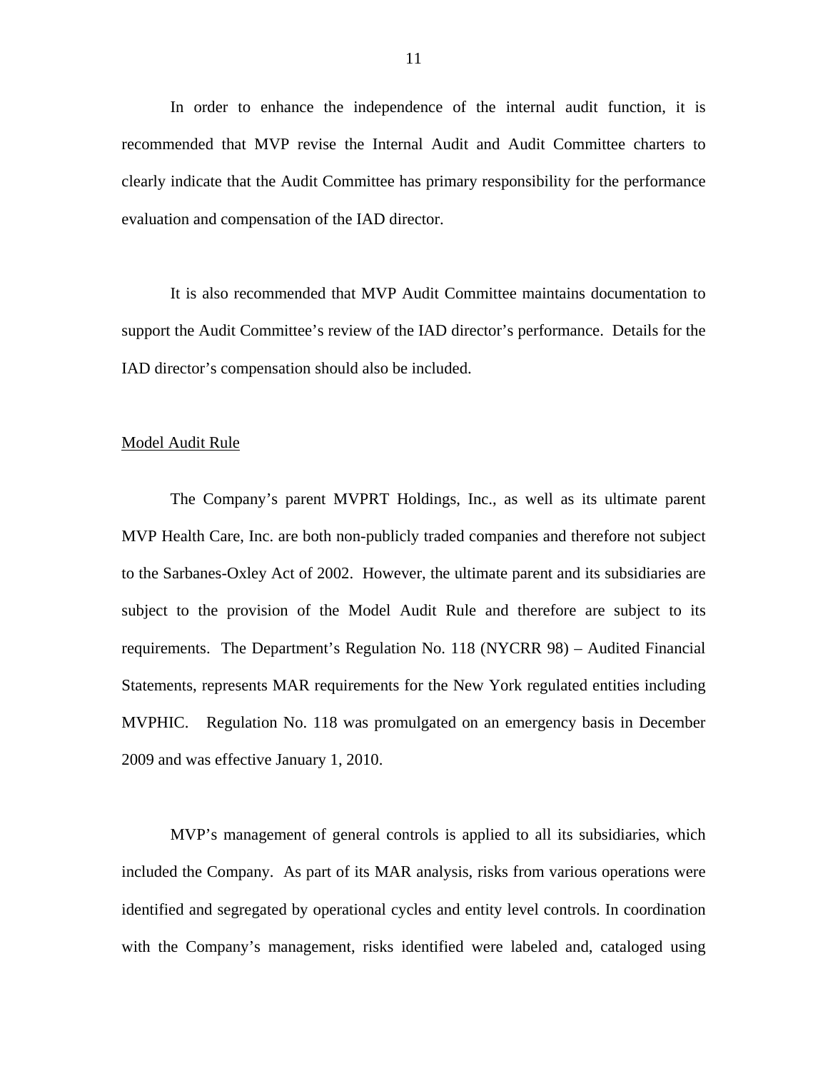In order to enhance the independence of the internal audit function, it is recommended that MVP revise the Internal Audit and Audit Committee charters to clearly indicate that the Audit Committee has primary responsibility for the performance evaluation and compensation of the IAD director.

It is also recommended that MVP Audit Committee maintains documentation to support the Audit Committee's review of the IAD director's performance. Details for the IAD director's compensation should also be included.

<u>Model Audit Rule</u>

The Company's parent MVPRT Holdings, Inc., as well as its ultimate parent MVP Health Care, Inc. are both non-publicly traded companies and therefore not subject to the Sarbanes-Oxley Act of 2002. However, the ultimate parent and its subsidiaries are subject to the provision of the Model Audit Rule and therefore are subject to its requirements. The Department's Regulation No. 118 (NYCRR 98) – Audited Financial Statements, represents MAR requirements for the New York regulated entities including MVPHIC. Regulation No. 118 was promulgated on an emergency basis in December 2009 and was effective January 1, 2010.

MVP's management of general controls is applied to all its subsidiaries, which included the Company. As part of its MAR analysis, risks from various operations were identified and segregated by operational cycles and entity level controls. In coordination with the Company's management, risks identified were labeled and, cataloged using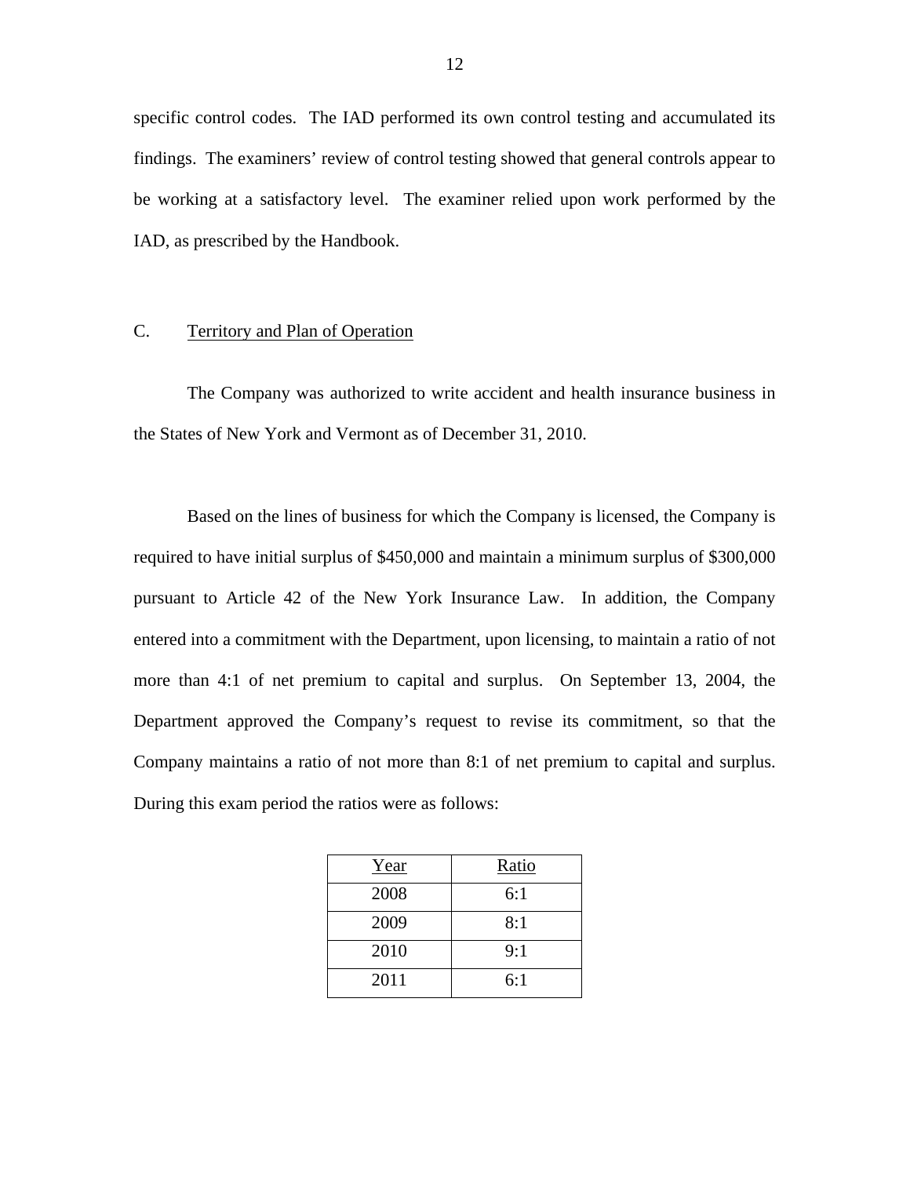specific control codes. The IAD performed its own control testing and accumulated its findings. The examiners' review of control testing showed that general controls appear to be working at a satisfactory level. The examiner relied upon work performed by the IAD, as prescribed by the Handbook.

## C. Territory and Plan of Operation

The Company was authorized to write accident and health insurance business in the States of New York and Vermont as of December 31, 2010.

Based on the lines of business for which the Company is licensed, the Company is required to have initial surplus of $450,000 and maintain a minimum surplus of $300,000 pursuant to Article 42 of the New York Insurance Law. In addition, the Company entered into a commitment with the Department, upon licensing, to maintain a ratio of not more than 4:1 of net premium to capital and surplus. On September 13, 2004, the Department approved the Company's request to revise its commitment, so that the Company maintains a ratio of not more than 8:1 of net premium to capital and surplus. During this exam period the ratios were as follows:

| Year | Ratio |
|---|---|
| 2008 | 6:1 |
| 2009 | 8:1 |
| 2010 | 9:1 |
| 2011 | 6:1 |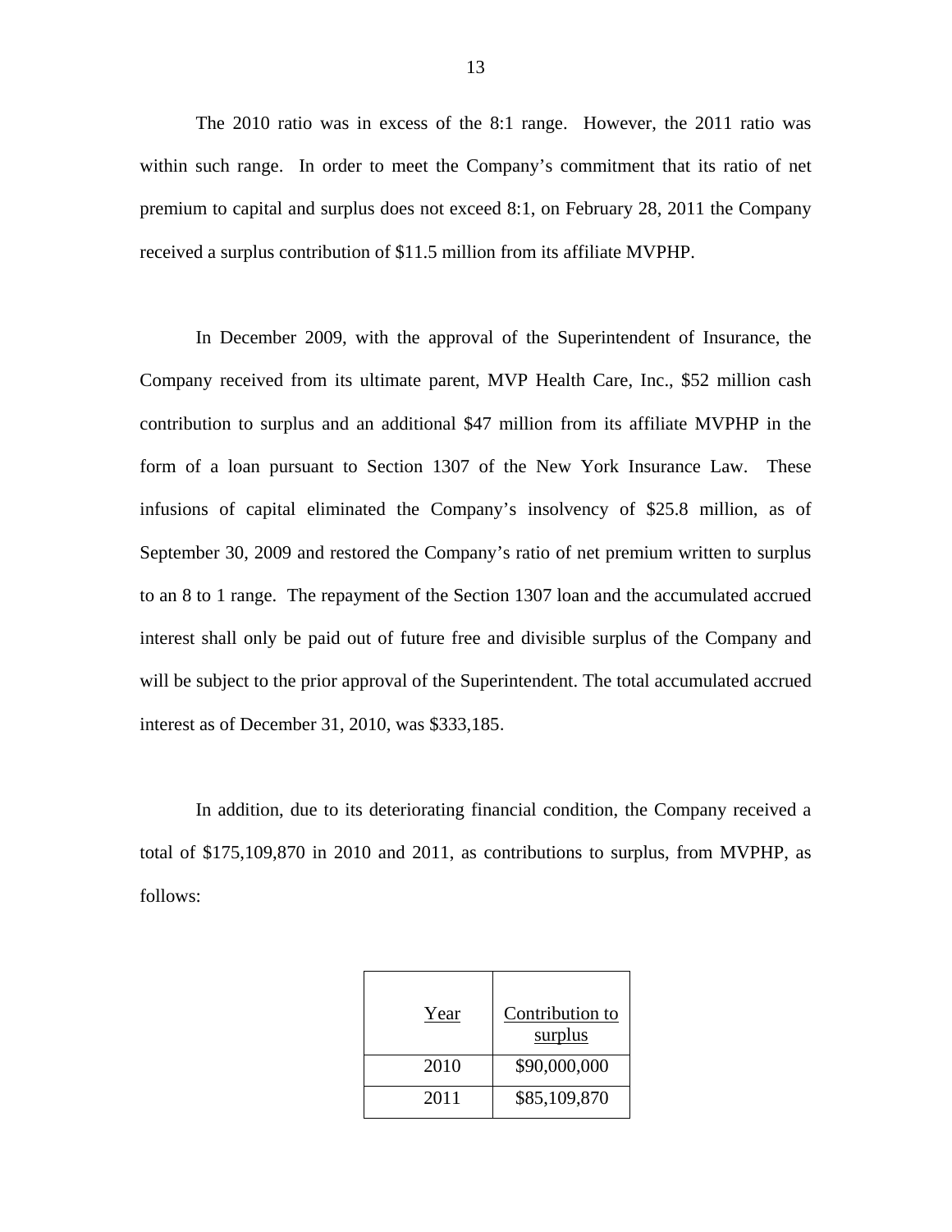The 2010 ratio was in excess of the 8:1 range. However, the 2011 ratio was within such range. In order to meet the Company's commitment that its ratio of net premium to capital and surplus does not exceed 8:1, on February 28, 2011 the Company received a surplus contribution of $11.5 million from its affiliate MVPHP.

In December 2009, with the approval of the Superintendent of Insurance, the Company received from its ultimate parent, MVP Health Care, Inc., $52 million cash contribution to surplus and an additional $47 million from its affiliate MVPHP in the form of a loan pursuant to Section 1307 of the New York Insurance Law. These infusions of capital eliminated the Company's insolvency of $25.8 million, as of September 30, 2009 and restored the Company's ratio of net premium written to surplus to an 8 to 1 range. The repayment of the Section 1307 loan and the accumulated accrued interest shall only be paid out of future free and divisible surplus of the Company and will be subject to the prior approval of the Superintendent. The total accumulated accrued interest as of December 31, 2010, was $333,185.

In addition, due to its deteriorating financial condition, the Company received a total of $175,109,870 in 2010 and 2011, as contributions to surplus, from MVPHP, as follows:

| Year | Contribution to surplus |
|---|---|
| 2010 | $90,000,000 |
| 2011 | $85,109,870 |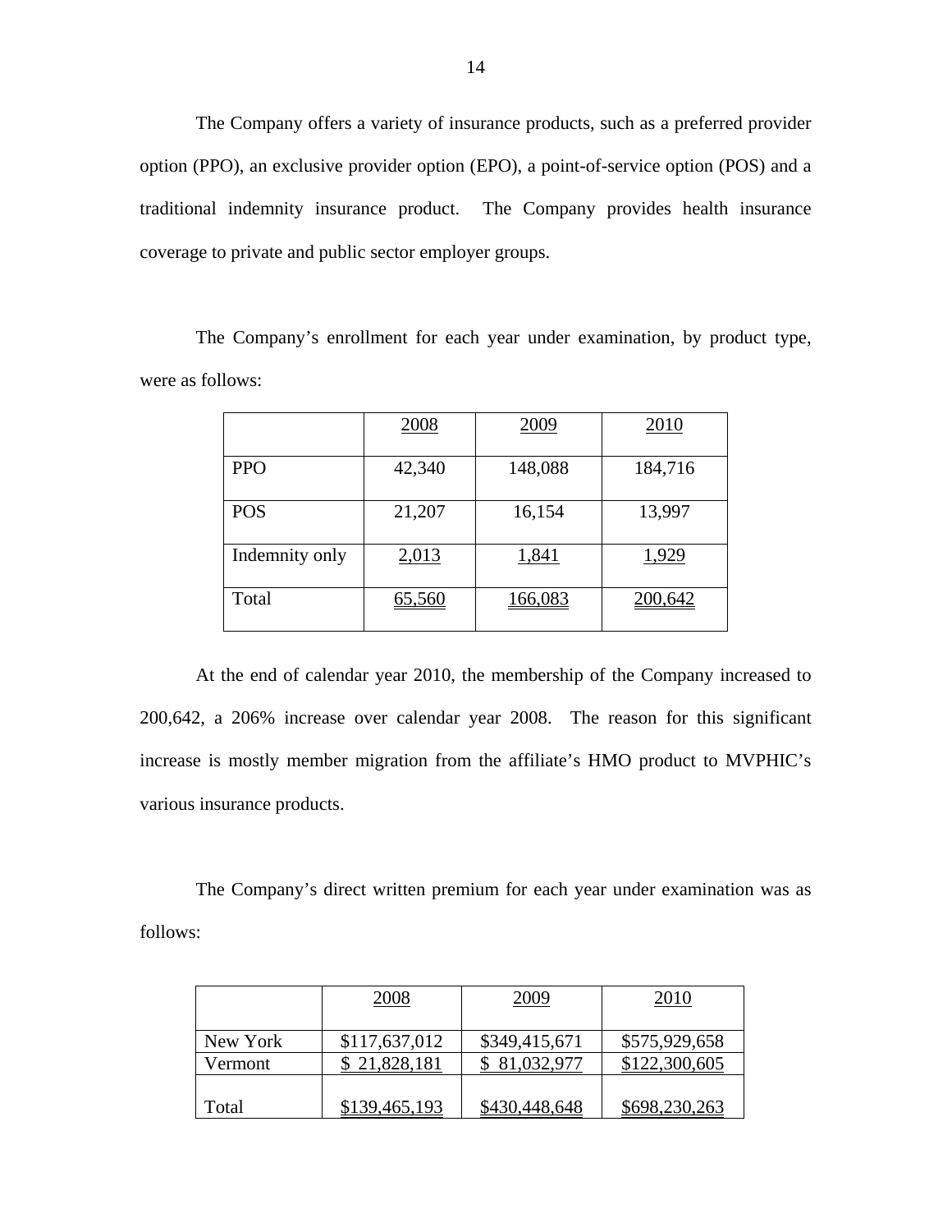The Company offers a variety of insurance products, such as a preferred provider option (PPO), an exclusive provider option (EPO), a point-of-service option (POS) and a traditional indemnity insurance product. The Company provides health insurance coverage to private and public sector employer groups.

The Company's enrollment for each year under examination, by product type, were as follows:

| | 2008 | 2009 | 2010 |
|---|---|---|---|
| PPO | 42,340 | 148,088 | 184,716 |
| POS | 21,207 | 16,154 | 13,997 |
| Indemnity only | 2,013 | 1,841 | 1,929 |
| Total | 65,560 | 166,083 | 200,642 |

At the end of calendar year 2010, the membership of the Company increased to 200,642, a 206% increase over calendar year 2008. The reason for this significant increase is mostly member migration from the affiliate's HMO product to MVPHIC's various insurance products.

The Company's direct written premium for each year under examination was as follows:

| | 2008 | 2009 | 2010 |
|---|---|---|---|
| New York | $117,637,012 | $349,415,671 | $575,929,658 |
| Vermont | $ 21,828,181 | $ 81,032,977 | $122,300,605 |
| Total | $139,465,193 | $430,448,648 | $698,230,263 |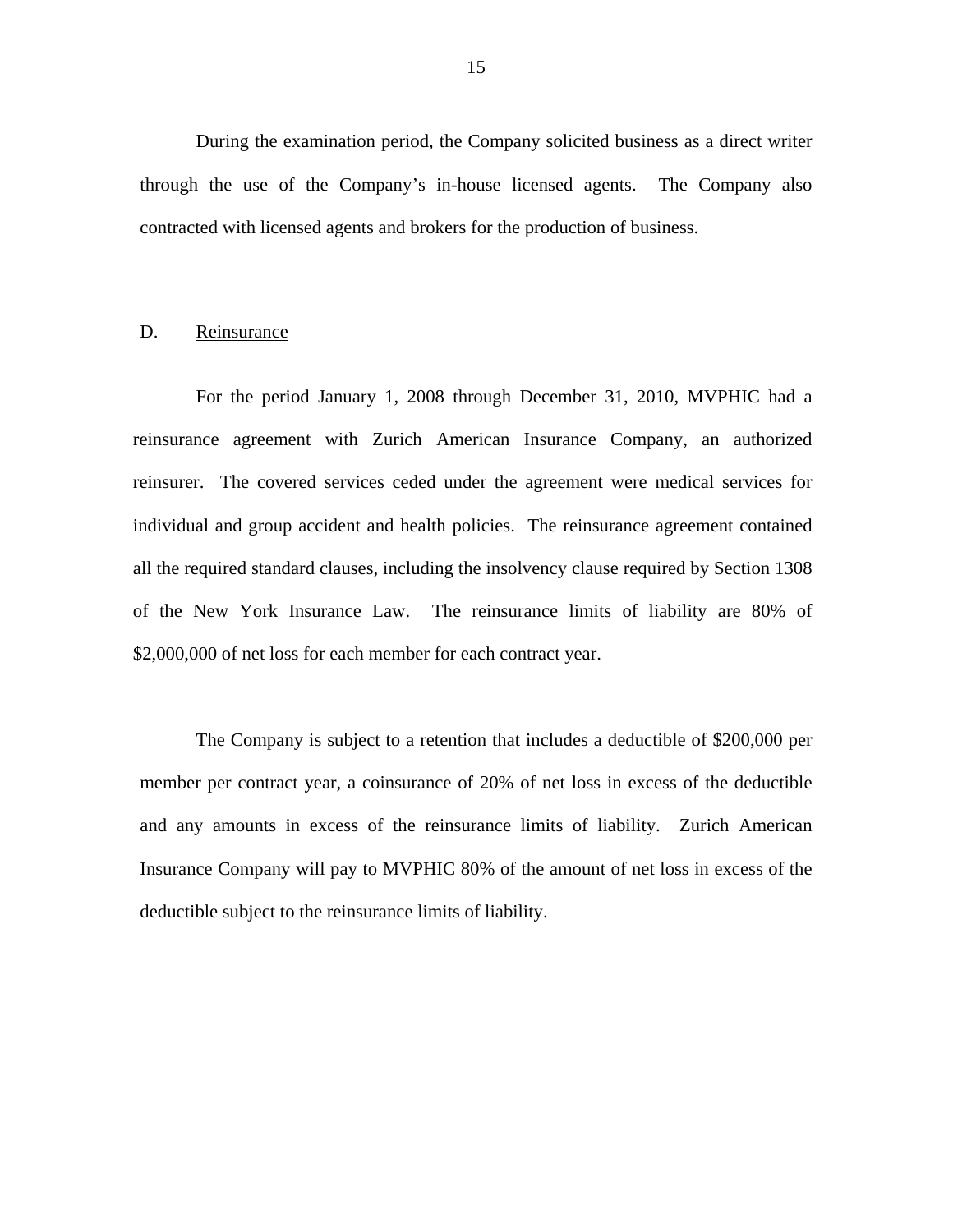During the examination period, the Company solicited business as a direct writer through the use of the Company's in-house licensed agents. The Company also contracted with licensed agents and brokers for the production of business.

## D. Reinsurance

For the period January 1, 2008 through December 31, 2010, MVPHIC had a reinsurance agreement with Zurich American Insurance Company, an authorized reinsurer. The covered services ceded under the agreement were medical services for individual and group accident and health policies. The reinsurance agreement contained all the required standard clauses, including the insolvency clause required by Section 1308 of the New York Insurance Law. The reinsurance limits of liability are 80% of $2,000,000 of net loss for each member for each contract year.

The Company is subject to a retention that includes a deductible of $200,000 per member per contract year, a coinsurance of 20% of net loss in excess of the deductible and any amounts in excess of the reinsurance limits of liability. Zurich American Insurance Company will pay to MVPHIC 80% of the amount of net loss in excess of the deductible subject to the reinsurance limits of liability.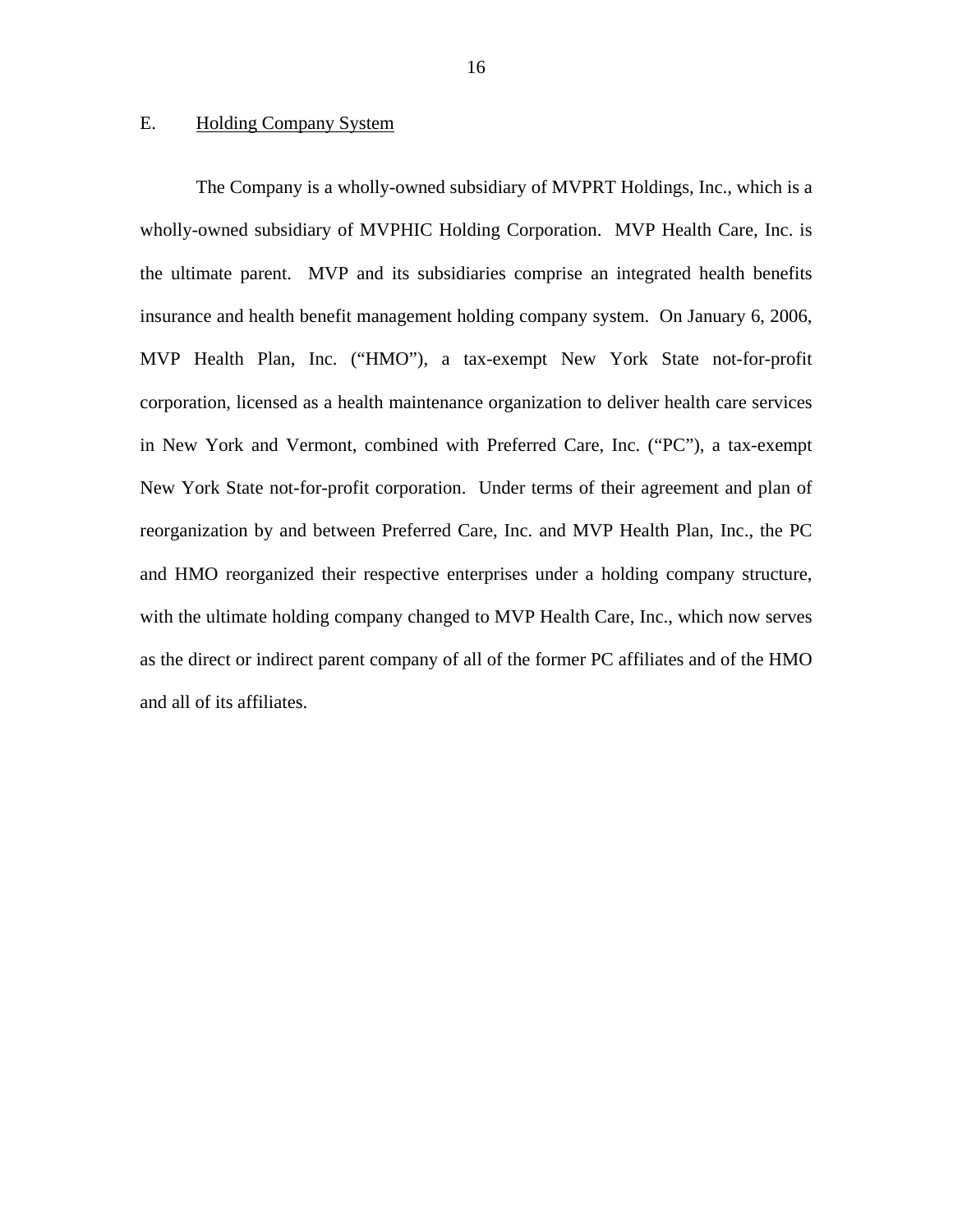## E. Holding Company System

The Company is a wholly-owned subsidiary of MVPRT Holdings, Inc., which is a wholly-owned subsidiary of MVPHIC Holding Corporation. MVP Health Care, Inc. is the ultimate parent. MVP and its subsidiaries comprise an integrated health benefits insurance and health benefit management holding company system. On January 6, 2006, MVP Health Plan, Inc. ("HMO"), a tax-exempt New York State not-for-profit corporation, licensed as a health maintenance organization to deliver health care services in New York and Vermont, combined with Preferred Care, Inc. ("PC"), a tax-exempt New York State not-for-profit corporation. Under terms of their agreement and plan of reorganization by and between Preferred Care, Inc. and MVP Health Plan, Inc., the PC and HMO reorganized their respective enterprises under a holding company structure, with the ultimate holding company changed to MVP Health Care, Inc., which now serves as the direct or indirect parent company of all of the former PC affiliates and of the HMO and all of its affiliates.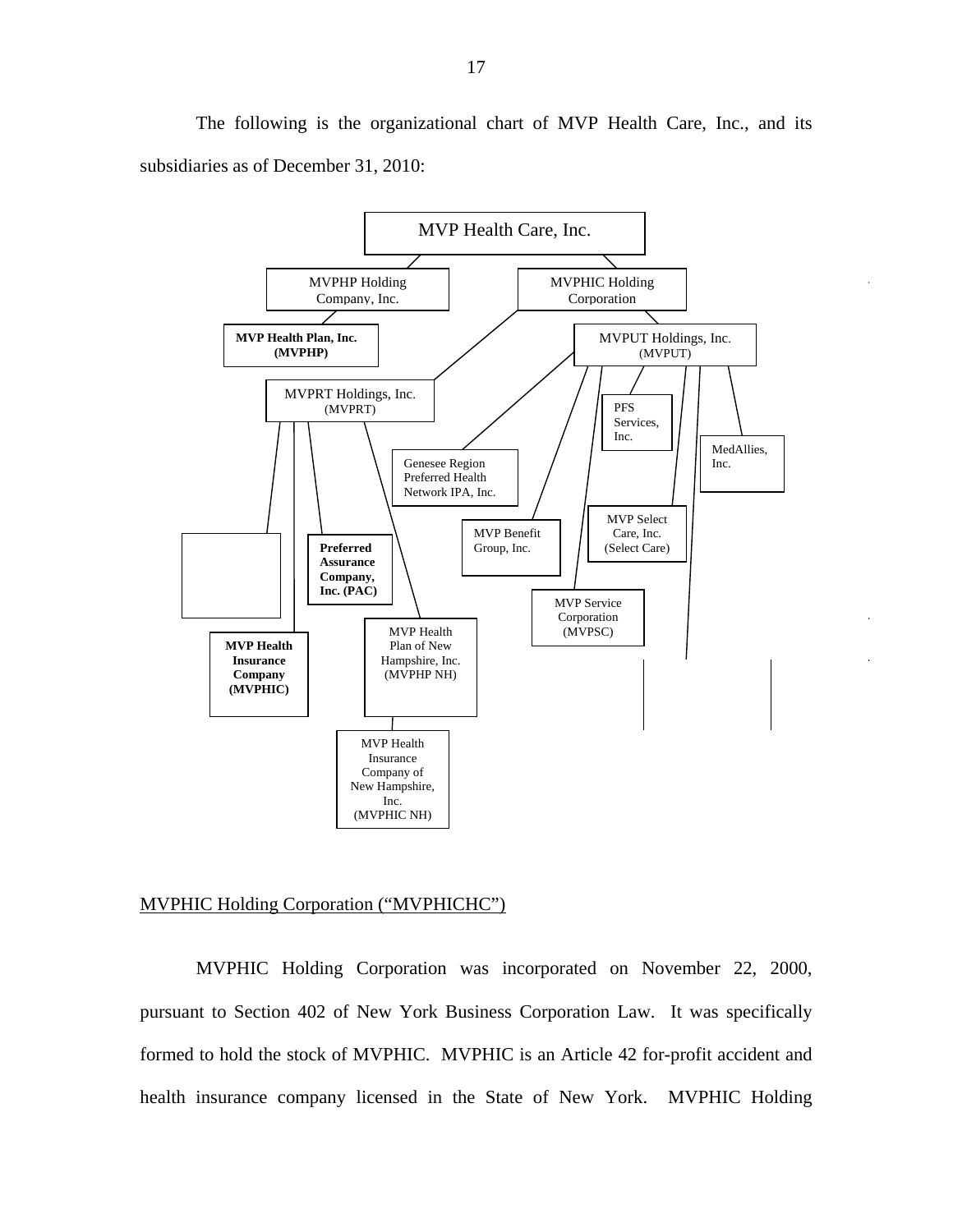The following is the organizational chart of MVP Health Care, Inc., and its subsidiaries as of December 31, 2010:

- MVP Health Care, Inc.
  - MVPHP Holding Company, Inc.
    - MVP Health Plan, Inc. (MVPHP)
  - MVPHIC Holding Corporation
    - MVPRT Holdings, Inc. (MVPRT)
      - MVP Health Insurance Company (MVPHIC)
      - Preferred Assurance Company, Inc. (PAC)
      - MVP Health Plan of New Hampshire, Inc. (MVPHP NH)
        - MVP Health Insurance Company of New Hampshire, Inc. (MVPHIC NH)
    - MVPUT Holdings, Inc. (MVPUT)
      - Genesee Region Preferred Health Network IPA, Inc.
      - MVP Benefit Group, Inc.
      - MVP Service Corporation (MVPSC)
      - PFS Services, Inc.
      - MVP Select Care, Inc. (Select Care)
      - MedAllies, Inc.

## MVPHIC Holding Corporation ("MVPHICHC")

MVPHIC Holding Corporation was incorporated on November 22, 2000, pursuant to Section 402 of New York Business Corporation Law. It was specifically formed to hold the stock of MVPHIC. MVPHIC is an Article 42 for-profit accident and health insurance company licensed in the State of New York. MVPHIC Holding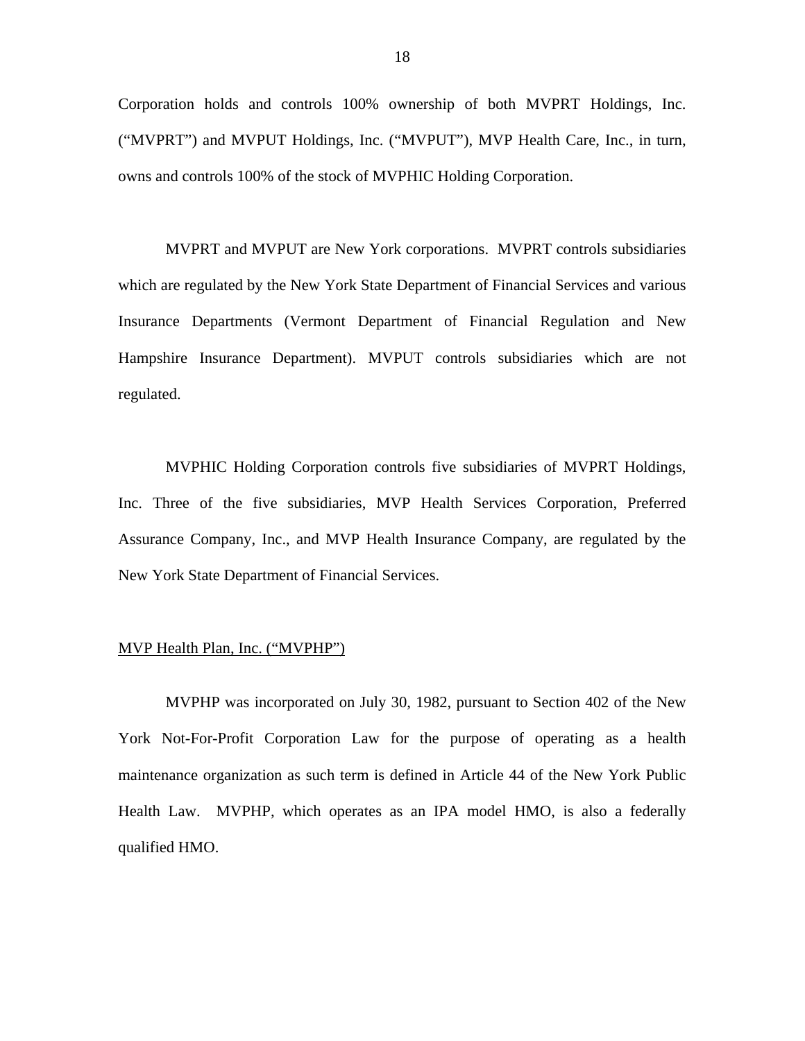Corporation holds and controls 100% ownership of both MVPRT Holdings, Inc. ("MVPRT") and MVPUT Holdings, Inc. ("MVPUT"), MVP Health Care, Inc., in turn, owns and controls 100% of the stock of MVPHIC Holding Corporation.

MVPRT and MVPUT are New York corporations. MVPRT controls subsidiaries which are regulated by the New York State Department of Financial Services and various Insurance Departments (Vermont Department of Financial Regulation and New Hampshire Insurance Department). MVPUT controls subsidiaries which are not regulated.

MVPHIC Holding Corporation controls five subsidiaries of MVPRT Holdings, Inc. Three of the five subsidiaries, MVP Health Services Corporation, Preferred Assurance Company, Inc., and MVP Health Insurance Company, are regulated by the New York State Department of Financial Services.

<u>MVP Health Plan, Inc. ("MVPHP")</u>

MVPHP was incorporated on July 30, 1982, pursuant to Section 402 of the New York Not-For-Profit Corporation Law for the purpose of operating as a health maintenance organization as such term is defined in Article 44 of the New York Public Health Law. MVPHP, which operates as an IPA model HMO, is also a federally qualified HMO.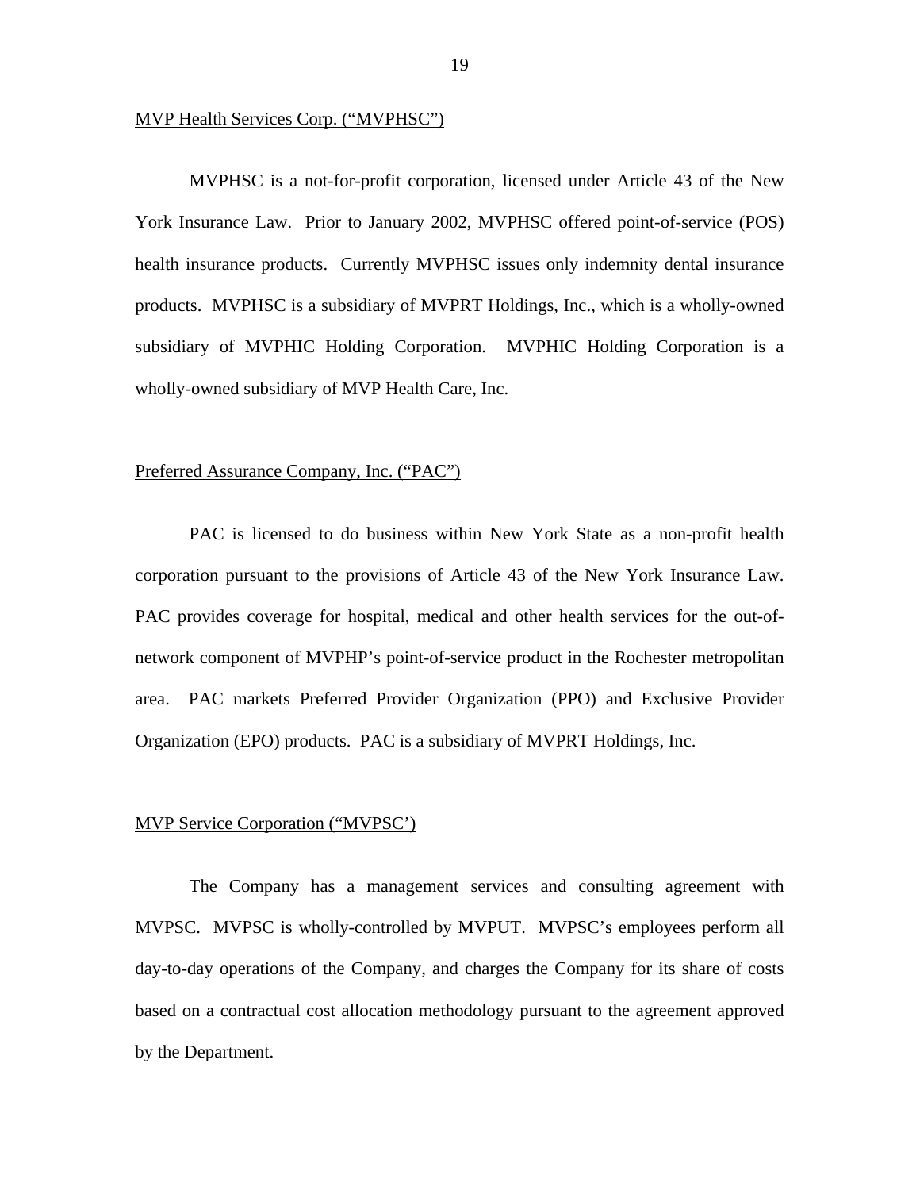MVP Health Services Corp. ("MVPHSC")

MVPHSC is a not-for-profit corporation, licensed under Article 43 of the New York Insurance Law. Prior to January 2002, MVPHSC offered point-of-service (POS) health insurance products. Currently MVPHSC issues only indemnity dental insurance products. MVPHSC is a subsidiary of MVPRT Holdings, Inc., which is a wholly-owned subsidiary of MVPHIC Holding Corporation. MVPHIC Holding Corporation is a wholly-owned subsidiary of MVP Health Care, Inc.

Preferred Assurance Company, Inc. ("PAC")

PAC is licensed to do business within New York State as a non-profit health corporation pursuant to the provisions of Article 43 of the New York Insurance Law. PAC provides coverage for hospital, medical and other health services for the out-of-network component of MVPHP's point-of-service product in the Rochester metropolitan area. PAC markets Preferred Provider Organization (PPO) and Exclusive Provider Organization (EPO) products. PAC is a subsidiary of MVPRT Holdings, Inc.

MVP Service Corporation ("MVPSC')

The Company has a management services and consulting agreement with MVPSC. MVPSC is wholly-controlled by MVPUT. MVPSC's employees perform all day-to-day operations of the Company, and charges the Company for its share of costs based on a contractual cost allocation methodology pursuant to the agreement approved by the Department.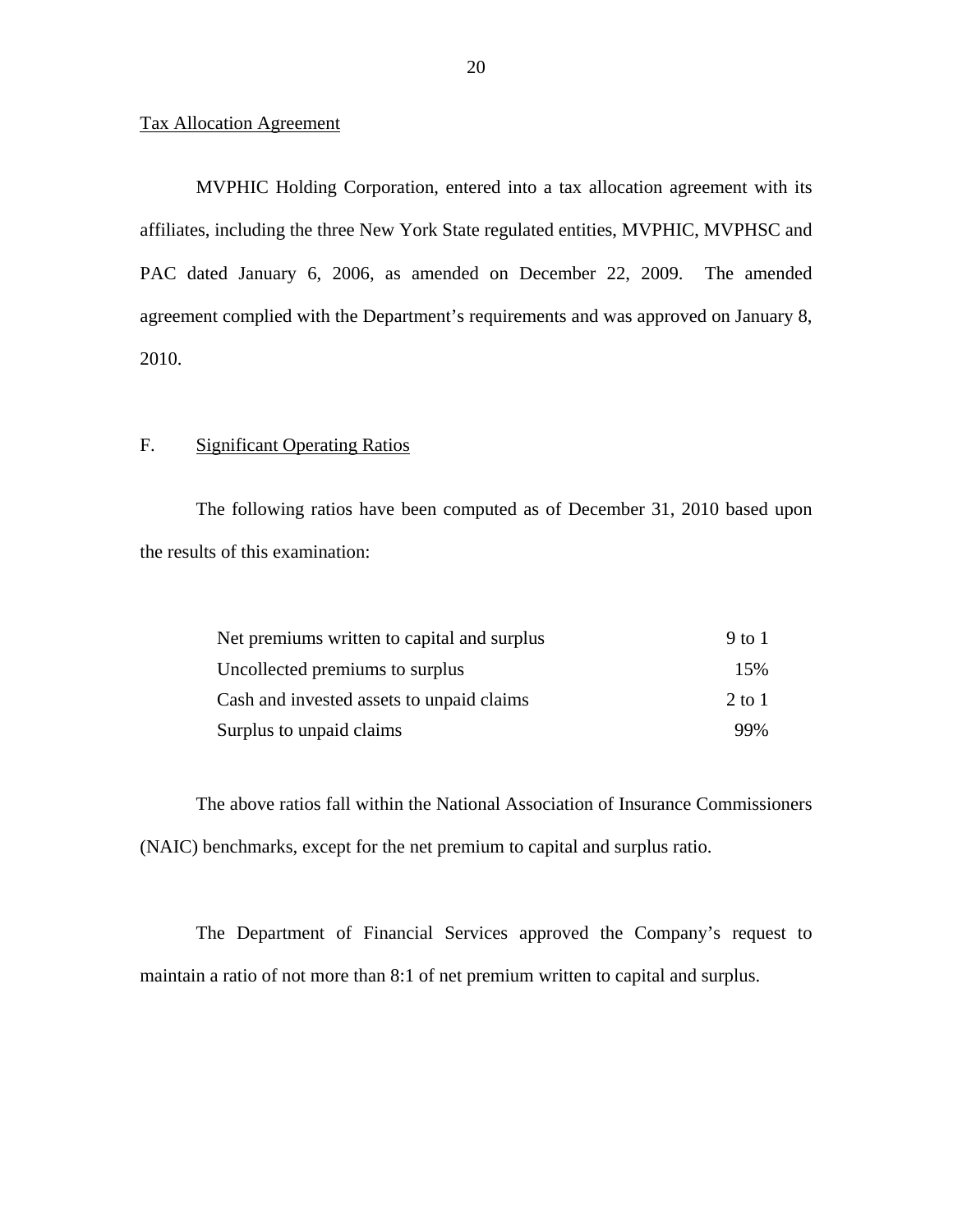Tax Allocation Agreement

MVPHIC Holding Corporation, entered into a tax allocation agreement with its affiliates, including the three New York State regulated entities, MVPHIC, MVPHSC and PAC dated January 6, 2006, as amended on December 22, 2009. The amended agreement complied with the Department's requirements and was approved on January 8, 2010.

## F. Significant Operating Ratios

The following ratios have been computed as of December 31, 2010 based upon the results of this examination:

| | |
|---|---|
| Net premiums written to capital and surplus | 9 to 1 |
| Uncollected premiums to surplus | 15% |
| Cash and invested assets to unpaid claims | 2 to 1 |
| Surplus to unpaid claims | 99% |

The above ratios fall within the National Association of Insurance Commissioners (NAIC) benchmarks, except for the net premium to capital and surplus ratio.

The Department of Financial Services approved the Company's request to maintain a ratio of not more than 8:1 of net premium written to capital and surplus.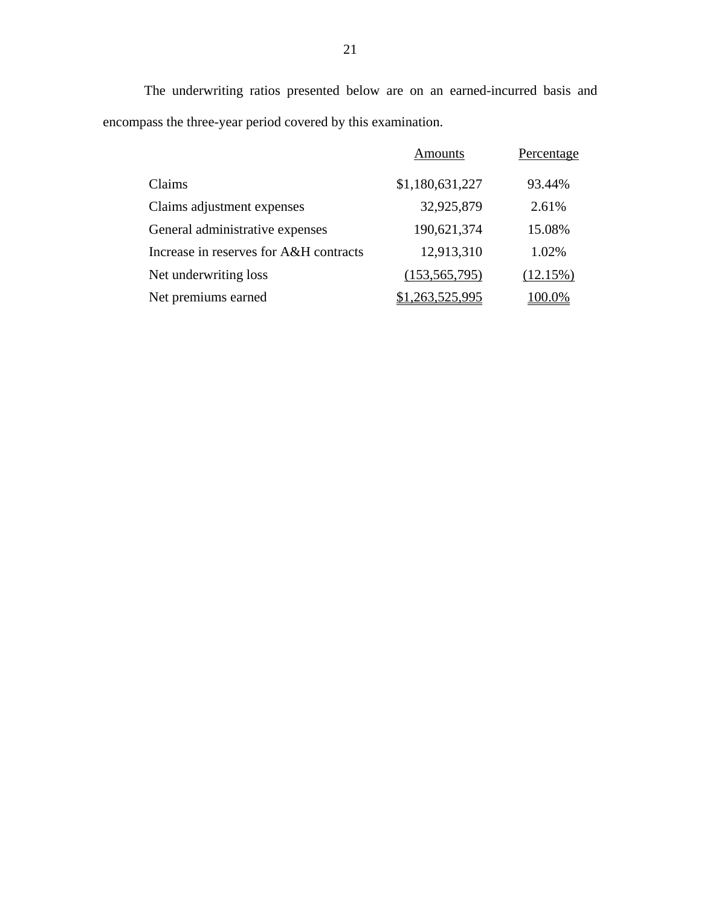The underwriting ratios presented below are on an earned-incurred basis and encompass the three-year period covered by this examination.

| | Amounts | Percentage |
|---|---:|---:|
| Claims | $1,180,631,227 | 93.44% |
| Claims adjustment expenses | 32,925,879 | 2.61% |
| General administrative expenses | 190,621,374 | 15.08% |
| Increase in reserves for A&H contracts | 12,913,310 | 1.02% |
| Net underwriting loss | (153,565,795) | (12.15%) |
| Net premiums earned | $1,263,525,995 | 100.0% |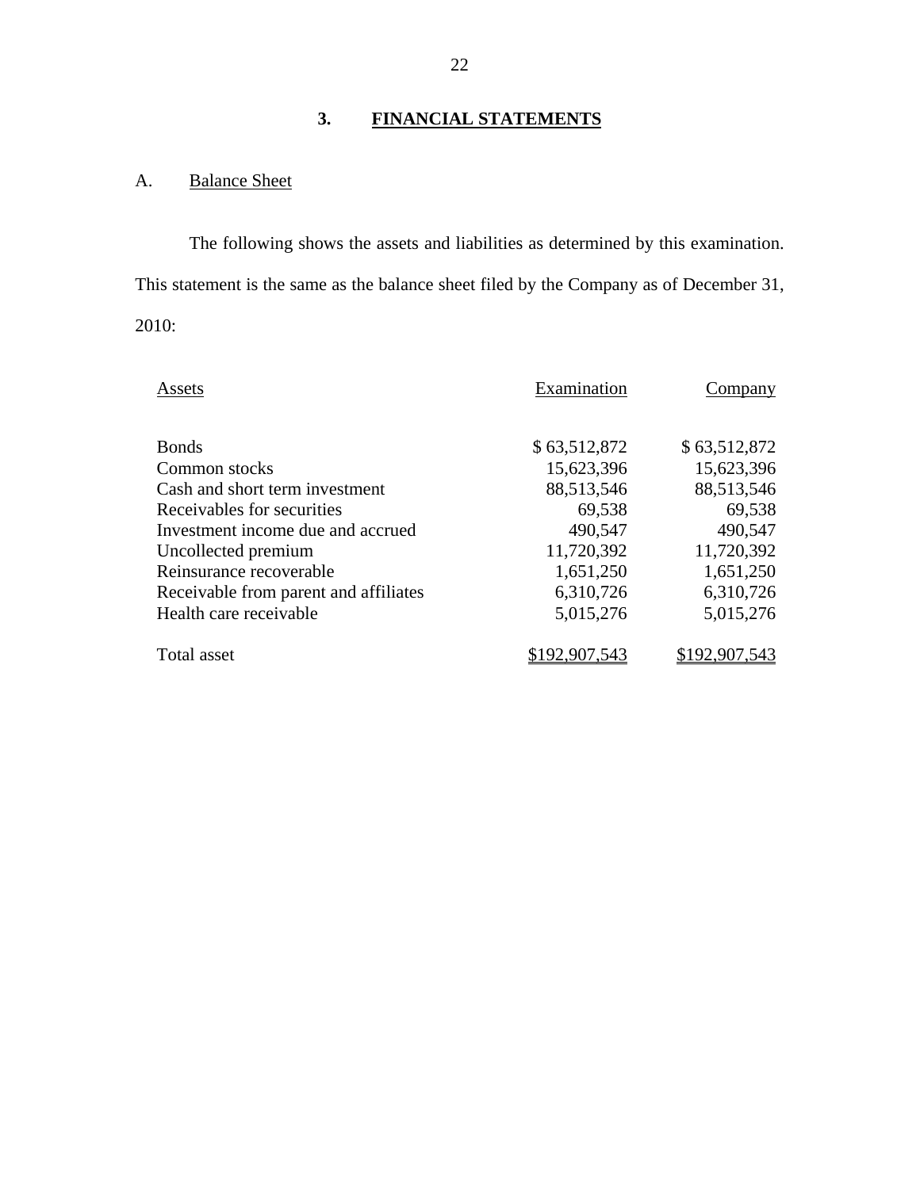## 3. FINANCIAL STATEMENTS

### A. Balance Sheet

The following shows the assets and liabilities as determined by this examination. This statement is the same as the balance sheet filed by the Company as of December 31, 2010:

| Assets | Examination | Company |
|---|---|---|
| Bonds | $ 63,512,872 | $ 63,512,872 |
| Common stocks | 15,623,396 | 15,623,396 |
| Cash and short term investment | 88,513,546 | 88,513,546 |
| Receivables for securities | 69,538 | 69,538 |
| Investment income due and accrued | 490,547 | 490,547 |
| Uncollected premium | 11,720,392 | 11,720,392 |
| Reinsurance recoverable | 1,651,250 | 1,651,250 |
| Receivable from parent and affiliates | 6,310,726 | 6,310,726 |
| Health care receivable | 5,015,276 | 5,015,276 |
| Total asset | $192,907,543 | $192,907,543 |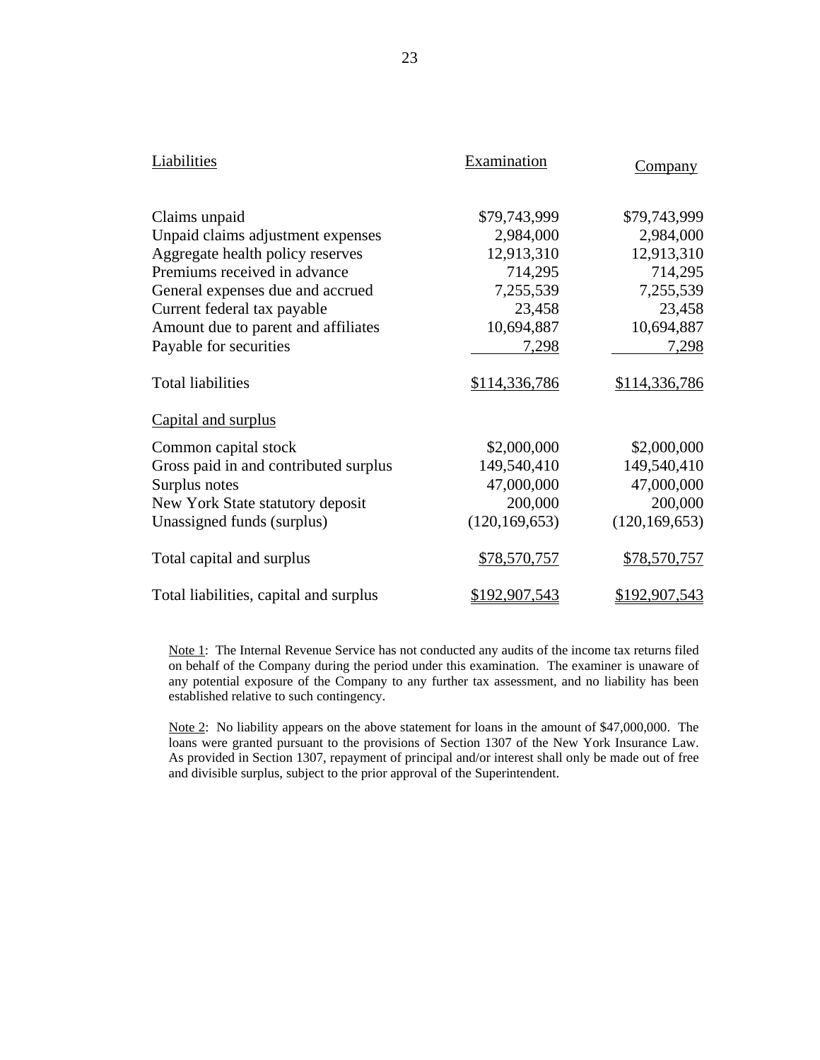| Liabilities | Examination | Company |
|---|---|---|
| Claims unpaid | $79,743,999 | $79,743,999 |
| Unpaid claims adjustment expenses | 2,984,000 | 2,984,000 |
| Aggregate health policy reserves | 12,913,310 | 12,913,310 |
| Premiums received in advance | 714,295 | 714,295 |
| General expenses due and accrued | 7,255,539 | 7,255,539 |
| Current federal tax payable | 23,458 | 23,458 |
| Amount due to parent and affiliates | 10,694,887 | 10,694,887 |
| Payable for securities | 7,298 | 7,298 |
| Total liabilities | $114,336,786 | $114,336,786 |
| Capital and surplus | | |
| Common capital stock | $2,000,000 | $2,000,000 |
| Gross paid in and contributed surplus | 149,540,410 | 149,540,410 |
| Surplus notes | 47,000,000 | 47,000,000 |
| New York State statutory deposit | 200,000 | 200,000 |
| Unassigned funds (surplus) | (120,169,653) | (120,169,653) |
| Total capital and surplus | $78,570,757 | $78,570,757 |
| Total liabilities, capital and surplus | $192,907,543 | $192,907,543 |

Note 1: The Internal Revenue Service has not conducted any audits of the income tax returns filed on behalf of the Company during the period under this examination. The examiner is unaware of any potential exposure of the Company to any further tax assessment, and no liability has been established relative to such contingency.

Note 2: No liability appears on the above statement for loans in the amount of $47,000,000. The loans were granted pursuant to the provisions of Section 1307 of the New York Insurance Law. As provided in Section 1307, repayment of principal and/or interest shall only be made out of free and divisible surplus, subject to the prior approval of the Superintendent.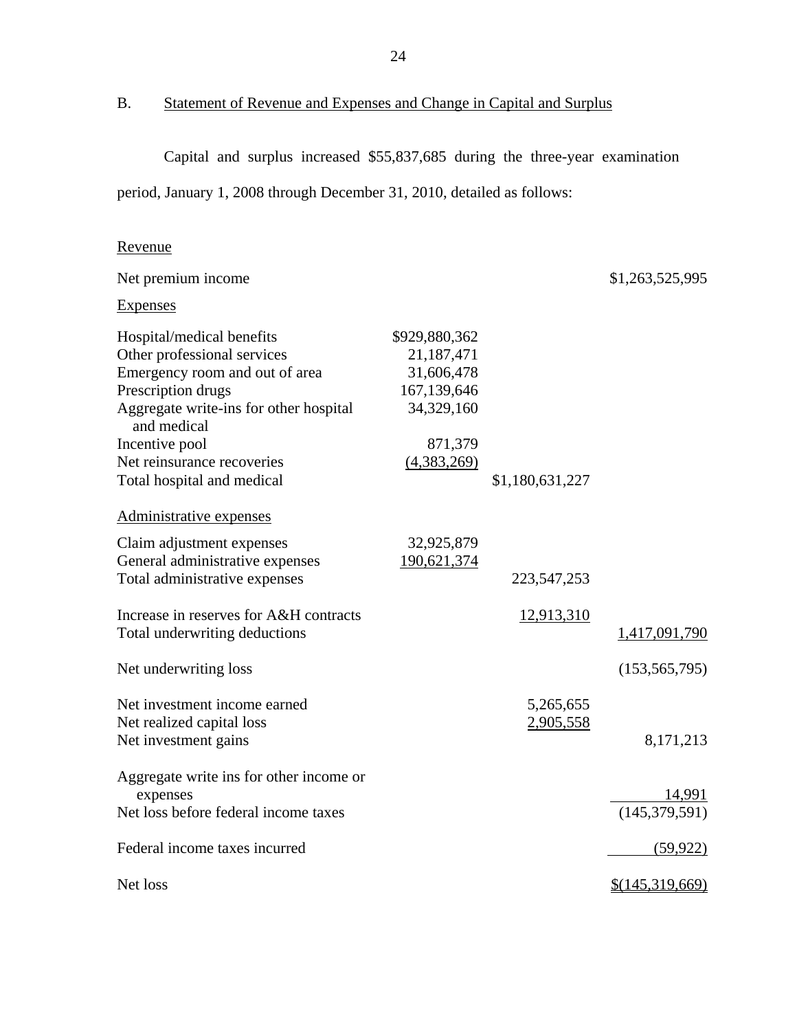## B. Statement of Revenue and Expenses and Change in Capital and Surplus

Capital and surplus increased $55,837,685 during the three-year examination period, January 1, 2008 through December 31, 2010, detailed as follows:

| | | | |
|---|---|---|---|
| Revenue | | | |
| Net premium income | | | $1,263,525,995 |
| Expenses | | | |
| Hospital/medical benefits | $929,880,362 | | |
| Other professional services | 21,187,471 | | |
| Emergency room and out of area | 31,606,478 | | |
| Prescription drugs | 167,139,646 | | |
| Aggregate write-ins for other hospital and medical | 34,329,160 | | |
| Incentive pool | 871,379 | | |
| Net reinsurance recoveries | (4,383,269) | | |
| Total hospital and medical | | $1,180,631,227 | |
| Administrative expenses | | | |
| Claim adjustment expenses | 32,925,879 | | |
| General administrative expenses | 190,621,374 | | |
| Total administrative expenses | | 223,547,253 | |
| Increase in reserves for A&H contracts | | 12,913,310 | |
| Total underwriting deductions | | | 1,417,091,790 |
| Net underwriting loss | | | (153,565,795) |
| Net investment income earned | | 5,265,655 | |
| Net realized capital loss | | 2,905,558 | |
| Net investment gains | | | 8,171,213 |
| Aggregate write ins for other income or expenses | | | 14,991 |
| Net loss before federal income taxes | | | (145,379,591) |
| Federal income taxes incurred | | | (59,922) |
| Net loss | | | $(145,319,669) |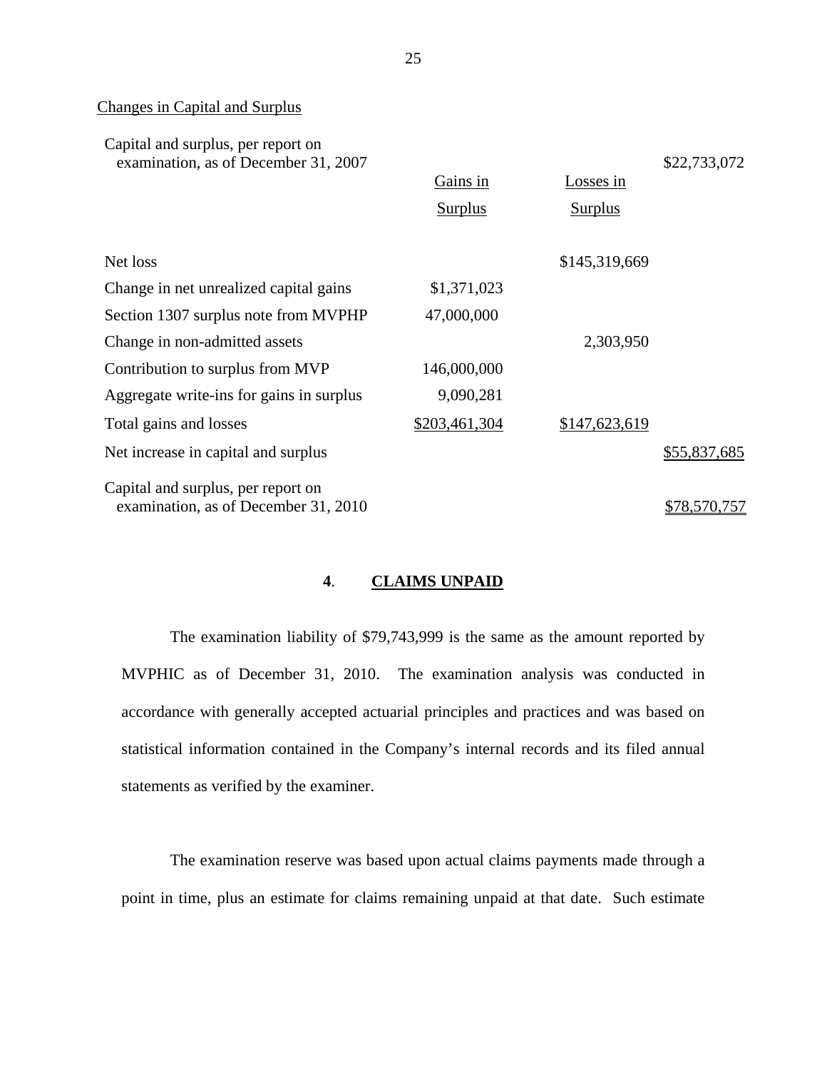Changes in Capital and Surplus

| | Gains in Surplus | Losses in Surplus | |
|---|---|---|---|
| Capital and surplus, per report on examination, as of December 31, 2007 | | | $22,733,072 |
| Net loss | | $145,319,669 | |
| Change in net unrealized capital gains | $1,371,023 | | |
| Section 1307 surplus note from MVPHP | 47,000,000 | | |
| Change in non-admitted assets | | 2,303,950 | |
| Contribution to surplus from MVP | 146,000,000 | | |
| Aggregate write-ins for gains in surplus | 9,090,281 | | |
| Total gains and losses | $203,461,304 | $147,623,619 | |
| Net increase in capital and surplus | | | $55,837,685 |
| Capital and surplus, per report on examination, as of December 31, 2010 | | | $78,570,757 |

## 4. CLAIMS UNPAID

The examination liability of $79,743,999 is the same as the amount reported by MVPHIC as of December 31, 2010. The examination analysis was conducted in accordance with generally accepted actuarial principles and practices and was based on statistical information contained in the Company's internal records and its filed annual statements as verified by the examiner.

The examination reserve was based upon actual claims payments made through a point in time, plus an estimate for claims remaining unpaid at that date. Such estimate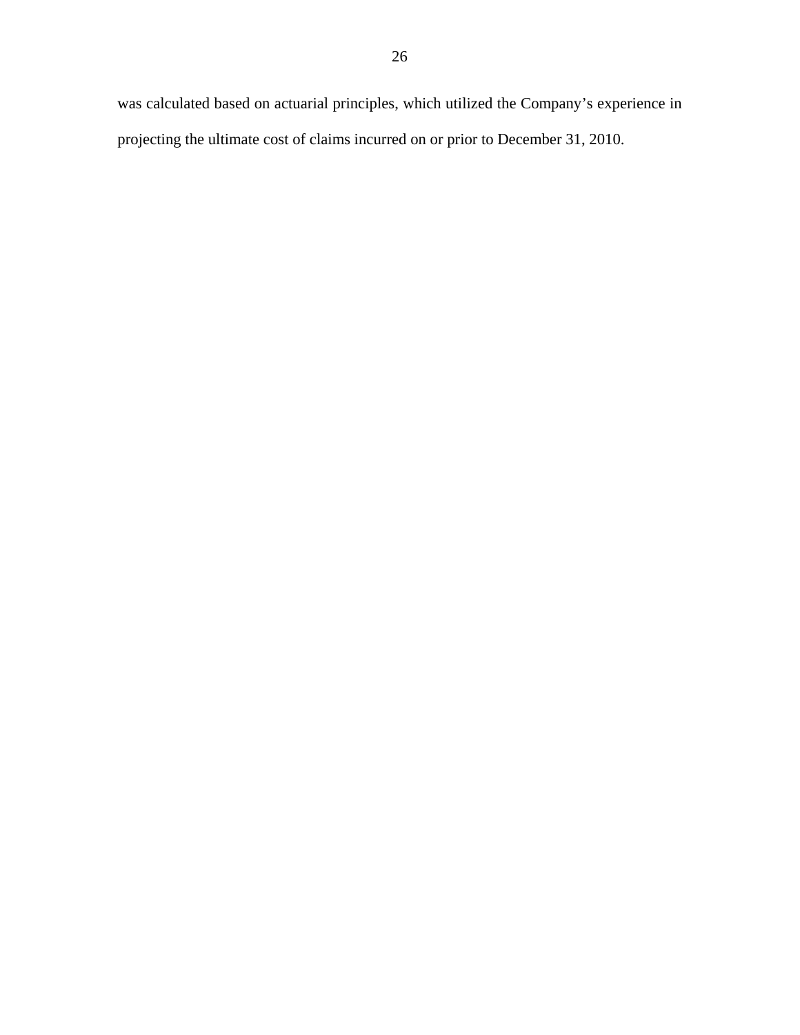was calculated based on actuarial principles, which utilized the Company's experience in projecting the ultimate cost of claims incurred on or prior to December 31, 2010.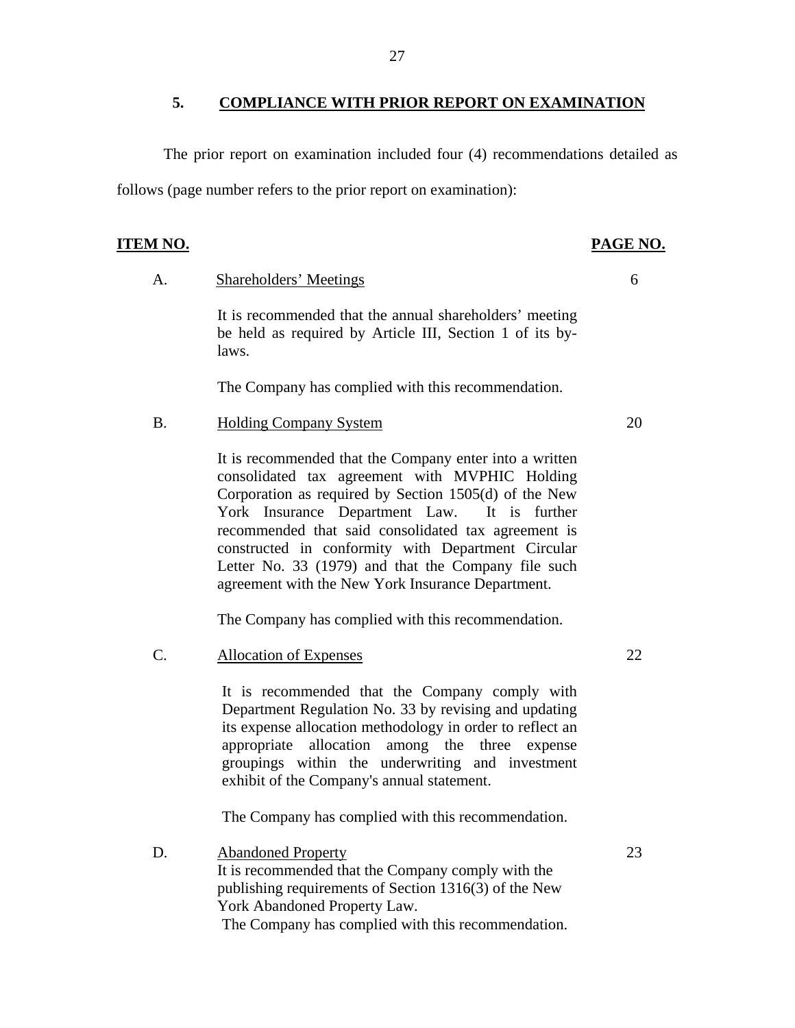## 5. COMPLIANCE WITH PRIOR REPORT ON EXAMINATION

The prior report on examination included four (4) recommendations detailed as follows (page number refers to the prior report on examination):

| ITEM NO. | | PAGE NO. |
|---|---|---|
| A. | Shareholders' Meetings | 6 |
| | It is recommended that the annual shareholders' meeting be held as required by Article III, Section 1 of its by-laws.<br><br>The Company has complied with this recommendation. | |
| B. | Holding Company System | 20 |
| | It is recommended that the Company enter into a written consolidated tax agreement with MVPHIC Holding Corporation as required by Section 1505(d) of the New York Insurance Department Law. It is further recommended that said consolidated tax agreement is constructed in conformity with Department Circular Letter No. 33 (1979) and that the Company file such agreement with the New York Insurance Department.<br><br>The Company has complied with this recommendation. | |
| C. | Allocation of Expenses | 22 |
| | It is recommended that the Company comply with Department Regulation No. 33 by revising and updating its expense allocation methodology in order to reflect an appropriate allocation among the three expense groupings within the underwriting and investment exhibit of the Company's annual statement.<br><br>The Company has complied with this recommendation. | |
| D. | Abandoned Property | 23 |
| | It is recommended that the Company comply with the publishing requirements of Section 1316(3) of the New York Abandoned Property Law.<br>The Company has complied with this recommendation. | |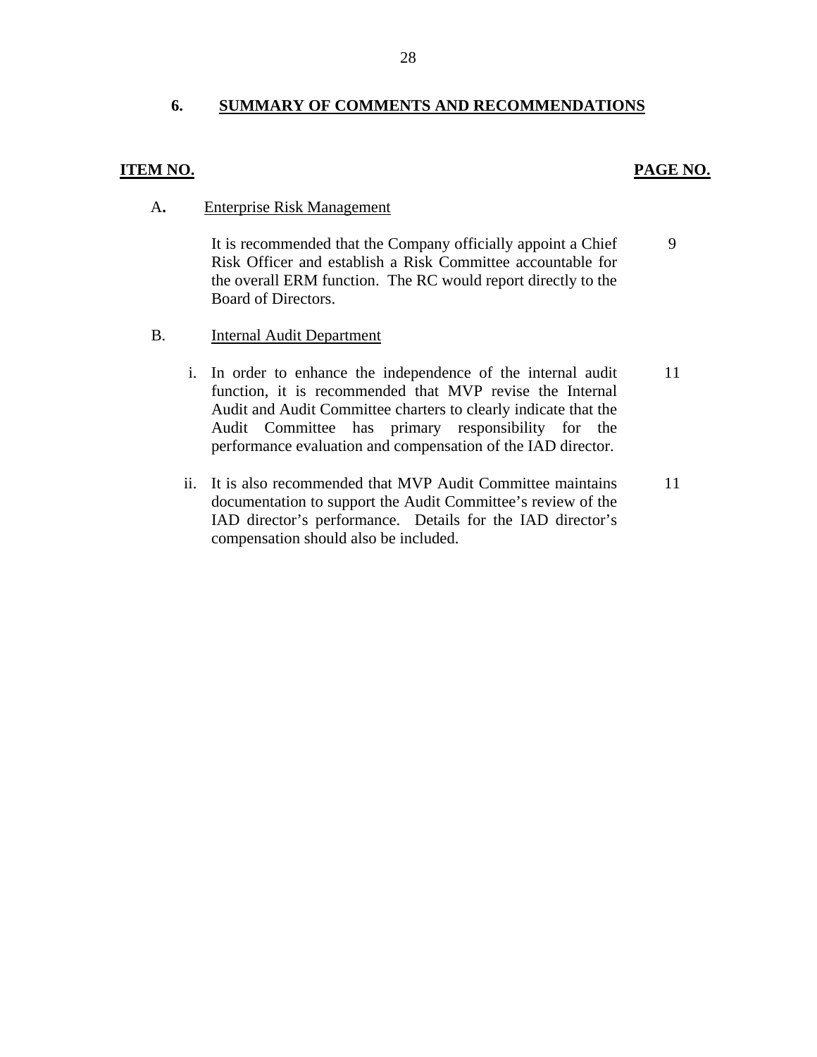## 6. SUMMARY OF COMMENTS AND RECOMMENDATIONS

| ITEM NO. | | PAGE NO. |
|---|---|---|
| A. | Enterprise Risk Management | |
| | It is recommended that the Company officially appoint a Chief Risk Officer and establish a Risk Committee accountable for the overall ERM function. The RC would report directly to the Board of Directors. | 9 |
| B. | Internal Audit Department | |
| | i. In order to enhance the independence of the internal audit function, it is recommended that MVP revise the Internal Audit and Audit Committee charters to clearly indicate that the Audit Committee has primary responsibility for the performance evaluation and compensation of the IAD director. | 11 |
| | ii. It is also recommended that MVP Audit Committee maintains documentation to support the Audit Committee's review of the IAD director's performance. Details for the IAD director's compensation should also be included. | 11 |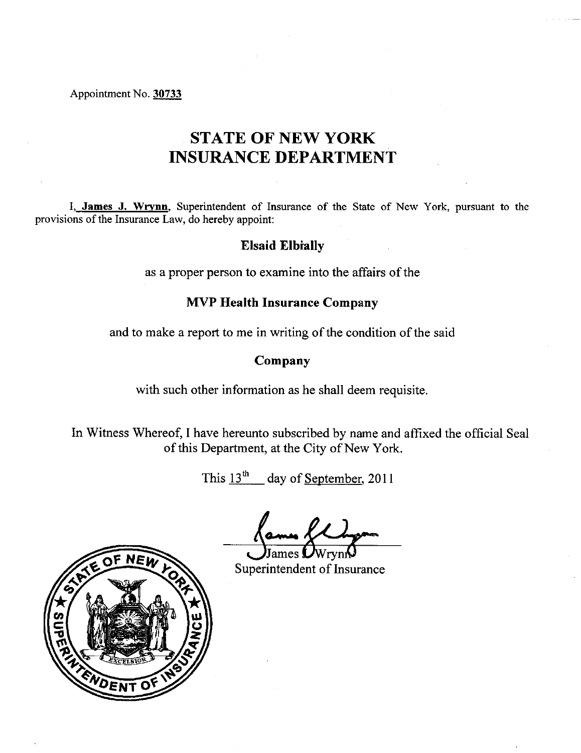Appointment No. **30733**

# STATE OF NEW YORK
# INSURANCE DEPARTMENT

I, **James J. Wrynn**, Superintendent of Insurance of the State of New York, pursuant to the provisions of the Insurance Law, do hereby appoint:

**Elsaid Elbially**

as a proper person to examine into the affairs of the

**MVP Health Insurance Company**

and to make a report to me in writing of the condition of the said

**Company**

with such other information as he shall deem requisite.

In Witness Whereof, I have hereunto subscribed by name and affixed the official Seal of this Department, at the City of New York.

This 13th day of September, 2011

James J. Wrynn
Superintendent of Insurance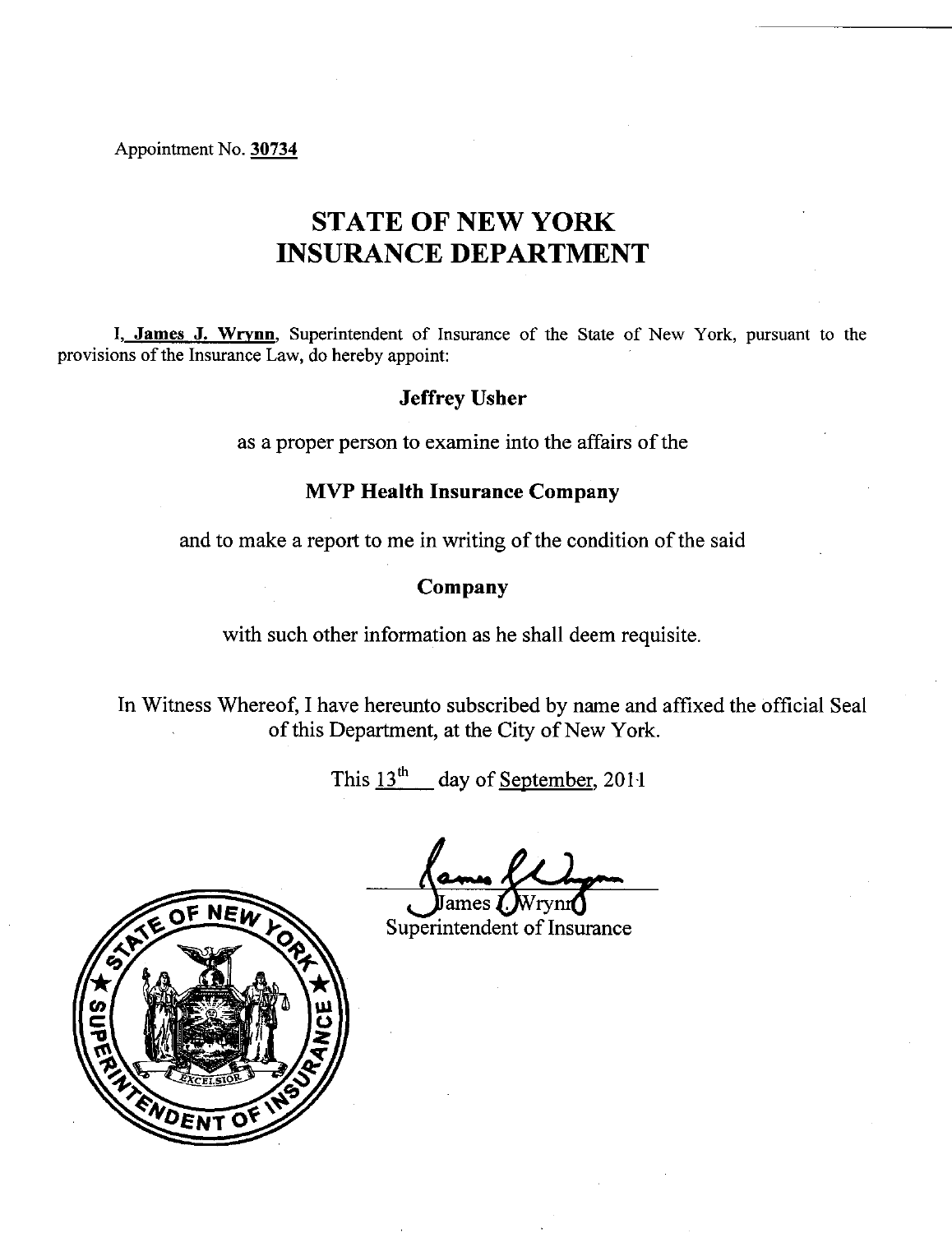Appointment No. **30734**

# STATE OF NEW YORK
# INSURANCE DEPARTMENT

I, **James J. Wrynn**, Superintendent of Insurance of the State of New York, pursuant to the provisions of the Insurance Law, do hereby appoint:

**Jeffrey Usher**

as a proper person to examine into the affairs of the

**MVP Health Insurance Company**

and to make a report to me in writing of the condition of the said

**Company**

with such other information as he shall deem requisite.

In Witness Whereof, I have hereunto subscribed by name and affixed the official Seal of this Department, at the City of New York.

This 13th day of September, 2011

James J. Wrynn
Superintendent of Insurance

STATE OF NEW YORK SUPERINTENDENT OF INSURANCE
EXCELSIOR